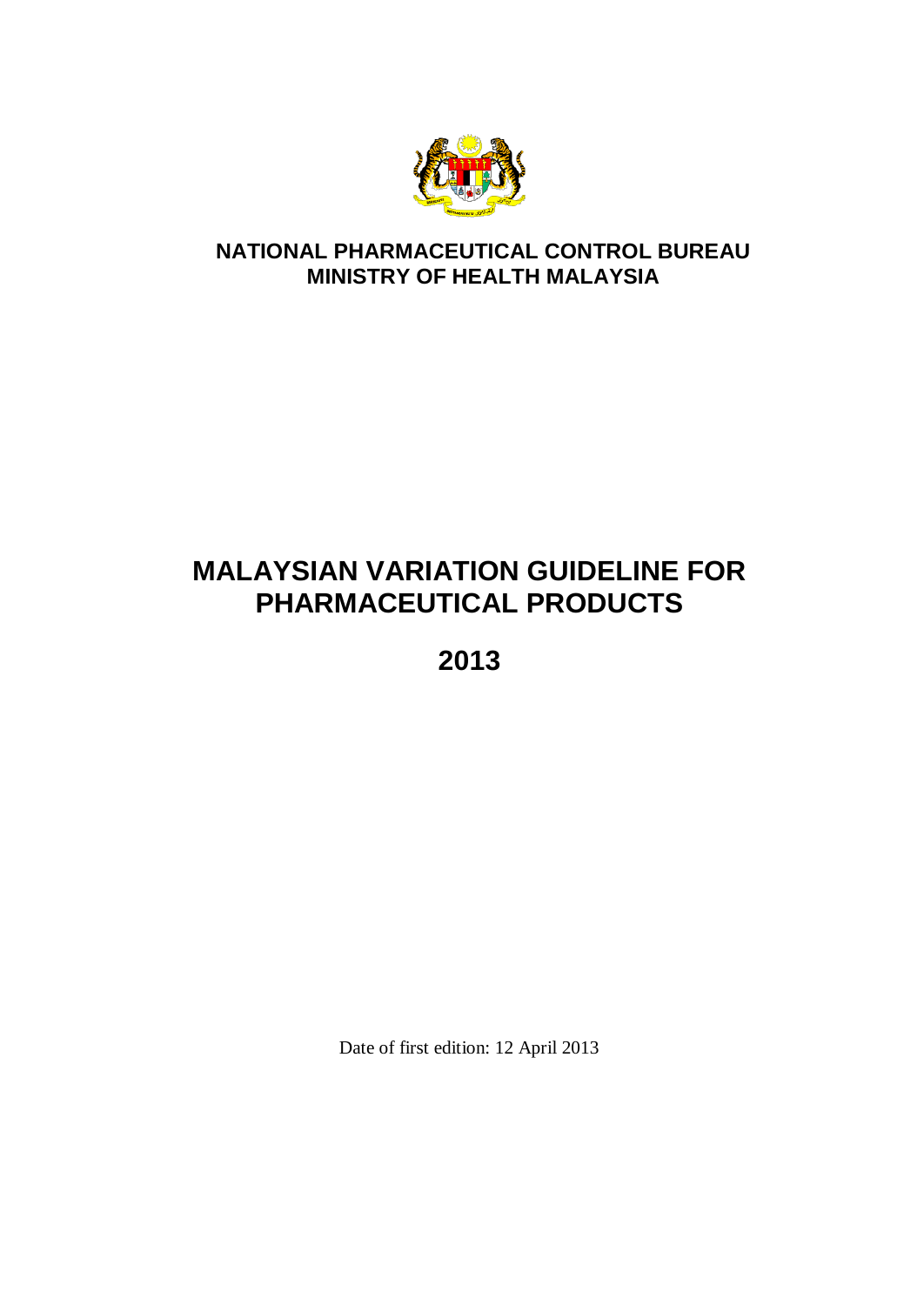**NATIONAL PHARMACEUTICAL CONTROL BUREAU**
**MINISTRY OF HEALTH MALAYSIA**

# MALAYSIAN VARIATION GUIDELINE FOR PHARMACEUTICAL PRODUCTS

## 2013

Date of first edition: 12 April 2013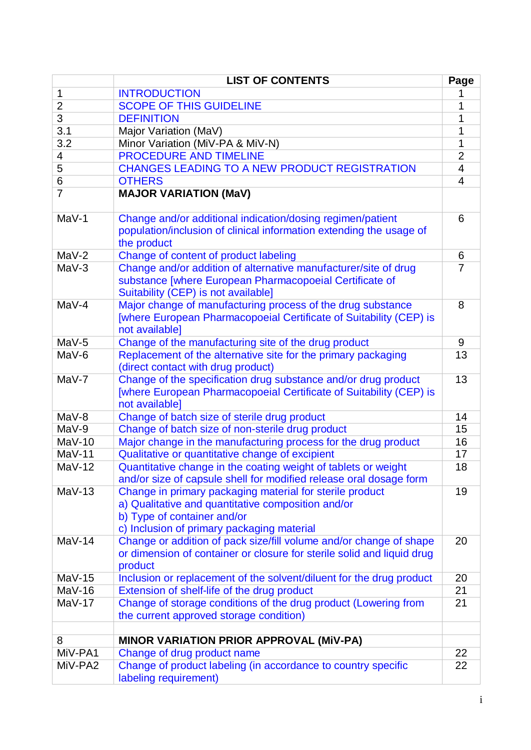| | LIST OF CONTENTS | Page |
|---|---|---|
| 1 | INTRODUCTION | 1 |
| 2 | SCOPE OF THIS GUIDELINE | 1 |
| 3 | DEFINITION | 1 |
| 3.1 | Major Variation (MaV) | 1 |
| 3.2 | Minor Variation (MiV-PA & MiV-N) | 1 |
| 4 | PROCEDURE AND TIMELINE | 2 |
| 5 | CHANGES LEADING TO A NEW PRODUCT REGISTRATION | 4 |
| 6 | OTHERS | 4 |
| 7 | **MAJOR VARIATION (MaV)** | |
| MaV-1 | Change and/or additional indication/dosing regimen/patient population/inclusion of clinical information extending the usage of the product | 6 |
| MaV-2 | Change of content of product labeling | 6 |
| MaV-3 | Change and/or addition of alternative manufacturer/site of drug substance [where European Pharmacopoeial Certificate of Suitability (CEP) is not available] | 7 |
| MaV-4 | Major change of manufacturing process of the drug substance [where European Pharmacopoeial Certificate of Suitability (CEP) is not available] | 8 |
| MaV-5 | Change of the manufacturing site of the drug product | 9 |
| MaV-6 | Replacement of the alternative site for the primary packaging (direct contact with drug product) | 13 |
| MaV-7 | Change of the specification drug substance and/or drug product [where European Pharmacopoeial Certificate of Suitability (CEP) is not available] | 13 |
| MaV-8 | Change of batch size of sterile drug product | 14 |
| MaV-9 | Change of batch size of non-sterile drug product | 15 |
| MaV-10 | Major change in the manufacturing process for the drug product | 16 |
| MaV-11 | Qualitative or quantitative change of excipient | 17 |
| MaV-12 | Quantitative change in the coating weight of tablets or weight and/or size of capsule shell for modified release oral dosage form | 18 |
| MaV-13 | Change in primary packaging material for sterile product<br>a) Qualitative and quantitative composition and/or<br>b) Type of container and/or<br>c) Inclusion of primary packaging material | 19 |
| MaV-14 | Change or addition of pack size/fill volume and/or change of shape or dimension of container or closure for sterile solid and liquid drug product | 20 |
| MaV-15 | Inclusion or replacement of the solvent/diluent for the drug product | 20 |
| MaV-16 | Extension of shelf-life of the drug product | 21 |
| MaV-17 | Change of storage conditions of the drug product (Lowering from the current approved storage condition) | 21 |
| | | |
| 8 | **MINOR VARIATION PRIOR APPROVAL (MiV-PA)** | |
| MiV-PA1 | Change of drug product name | 22 |
| MiV-PA2 | Change of product labeling (in accordance to country specific labeling requirement) | 22 |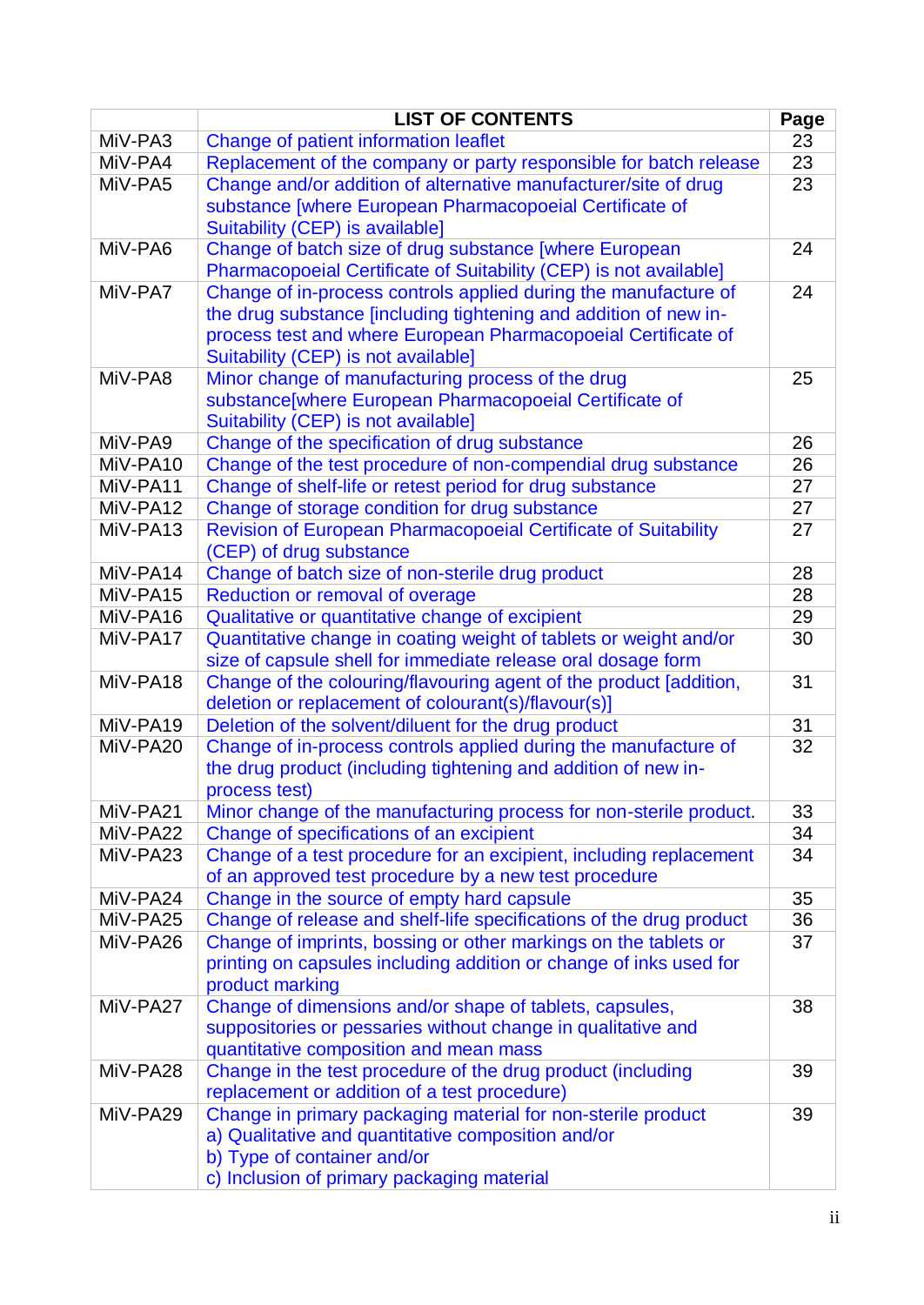|  | LIST OF CONTENTS | Page |
|---|---|---|
| MiV-PA3 | Change of patient information leaflet | 23 |
| MiV-PA4 | Replacement of the company or party responsible for batch release | 23 |
| MiV-PA5 | Change and/or addition of alternative manufacturer/site of drug substance [where European Pharmacopoeial Certificate of Suitability (CEP) is available] | 23 |
| MiV-PA6 | Change of batch size of drug substance [where European Pharmacopoeial Certificate of Suitability (CEP) is not available] | 24 |
| MiV-PA7 | Change of in-process controls applied during the manufacture of the drug substance [including tightening and addition of new in-process test and where European Pharmacopoeial Certificate of Suitability (CEP) is not available] | 24 |
| MiV-PA8 | Minor change of manufacturing process of the drug substance[where European Pharmacopoeial Certificate of Suitability (CEP) is not available] | 25 |
| MiV-PA9 | Change of the specification of drug substance | 26 |
| MiV-PA10 | Change of the test procedure of non-compendial drug substance | 26 |
| MiV-PA11 | Change of shelf-life or retest period for drug substance | 27 |
| MiV-PA12 | Change of storage condition for drug substance | 27 |
| MiV-PA13 | Revision of European Pharmacopoeial Certificate of Suitability (CEP) of drug substance | 27 |
| MiV-PA14 | Change of batch size of non-sterile drug product | 28 |
| MiV-PA15 | Reduction or removal of overage | 28 |
| MiV-PA16 | Qualitative or quantitative change of excipient | 29 |
| MiV-PA17 | Quantitative change in coating weight of tablets or weight and/or size of capsule shell for immediate release oral dosage form | 30 |
| MiV-PA18 | Change of the colouring/flavouring agent of the product [addition, deletion or replacement of colourant(s)/flavour(s)] | 31 |
| MiV-PA19 | Deletion of the solvent/diluent for the drug product | 31 |
| MiV-PA20 | Change of in-process controls applied during the manufacture of the drug product (including tightening and addition of new in-process test) | 32 |
| MiV-PA21 | Minor change of the manufacturing process for non-sterile product. | 33 |
| MiV-PA22 | Change of specifications of an excipient | 34 |
| MiV-PA23 | Change of a test procedure for an excipient, including replacement of an approved test procedure by a new test procedure | 34 |
| MiV-PA24 | Change in the source of empty hard capsule | 35 |
| MiV-PA25 | Change of release and shelf-life specifications of the drug product | 36 |
| MiV-PA26 | Change of imprints, bossing or other markings on the tablets or printing on capsules including addition or change of inks used for product marking | 37 |
| MiV-PA27 | Change of dimensions and/or shape of tablets, capsules, suppositories or pessaries without change in qualitative and quantitative composition and mean mass | 38 |
| MiV-PA28 | Change in the test procedure of the drug product (including replacement or addition of a test procedure) | 39 |
| MiV-PA29 | Change in primary packaging material for non-sterile product<br>a) Qualitative and quantitative composition and/or<br>b) Type of container and/or<br>c) Inclusion of primary packaging material | 39 |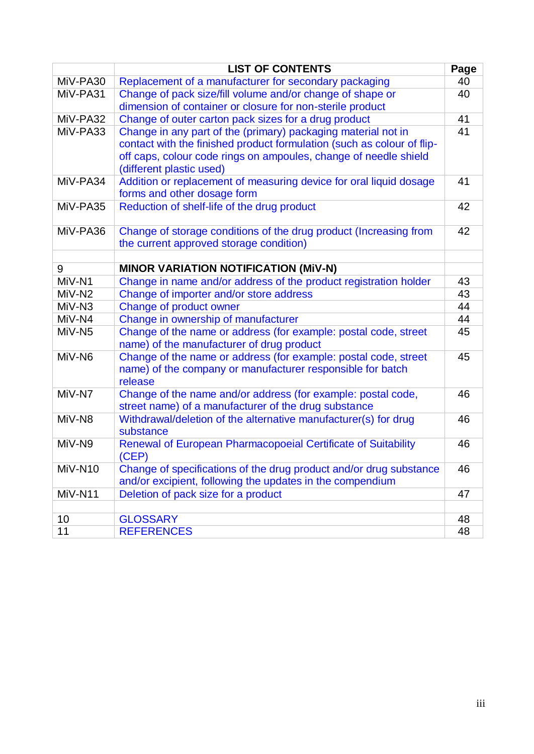| | LIST OF CONTENTS | Page |
|---|---|---|
| MiV-PA30 | Replacement of a manufacturer for secondary packaging | 40 |
| MiV-PA31 | Change of pack size/fill volume and/or change of shape or dimension of container or closure for non-sterile product | 40 |
| MiV-PA32 | Change of outer carton pack sizes for a drug product | 41 |
| MiV-PA33 | Change in any part of the (primary) packaging material not in contact with the finished product formulation (such as colour of flip-off caps, colour code rings on ampoules, change of needle shield (different plastic used) | 41 |
| MiV-PA34 | Addition or replacement of measuring device for oral liquid dosage forms and other dosage form | 41 |
| MiV-PA35 | Reduction of shelf-life of the drug product | 42 |
| MiV-PA36 | Change of storage conditions of the drug product (Increasing from the current approved storage condition) | 42 |
| | | |
| 9 | **MINOR VARIATION NOTIFICATION (MiV-N)** | |
| MiV-N1 | Change in name and/or address of the product registration holder | 43 |
| MiV-N2 | Change of importer and/or store address | 43 |
| MiV-N3 | Change of product owner | 44 |
| MiV-N4 | Change in ownership of manufacturer | 44 |
| MiV-N5 | Change of the name or address (for example: postal code, street name) of the manufacturer of drug product | 45 |
| MiV-N6 | Change of the name or address (for example: postal code, street name) of the company or manufacturer responsible for batch release | 45 |
| MiV-N7 | Change of the name and/or address (for example: postal code, street name) of a manufacturer of the drug substance | 46 |
| MiV-N8 | Withdrawal/deletion of the alternative manufacturer(s) for drug substance | 46 |
| MiV-N9 | Renewal of European Pharmacopoeial Certificate of Suitability (CEP) | 46 |
| MiV-N10 | Change of specifications of the drug product and/or drug substance and/or excipient, following the updates in the compendium | 46 |
| MiV-N11 | Deletion of pack size for a product | 47 |
| | | |
| 10 | GLOSSARY | 48 |
| 11 | REFERENCES | 48 |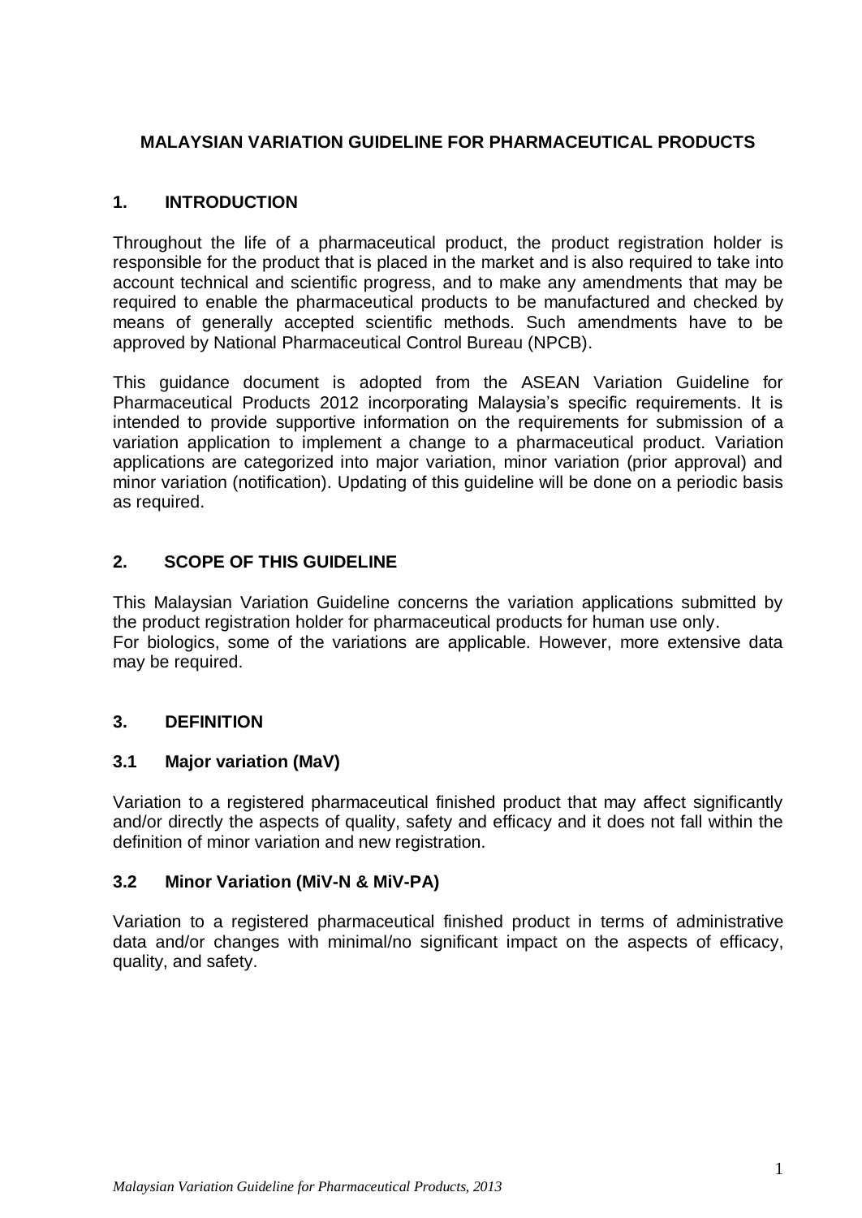# MALAYSIAN VARIATION GUIDELINE FOR PHARMACEUTICAL PRODUCTS

## 1. INTRODUCTION

Throughout the life of a pharmaceutical product, the product registration holder is responsible for the product that is placed in the market and is also required to take into account technical and scientific progress, and to make any amendments that may be required to enable the pharmaceutical products to be manufactured and checked by means of generally accepted scientific methods. Such amendments have to be approved by National Pharmaceutical Control Bureau (NPCB).

This guidance document is adopted from the ASEAN Variation Guideline for Pharmaceutical Products 2012 incorporating Malaysia's specific requirements. It is intended to provide supportive information on the requirements for submission of a variation application to implement a change to a pharmaceutical product. Variation applications are categorized into major variation, minor variation (prior approval) and minor variation (notification). Updating of this guideline will be done on a periodic basis as required.

## 2. SCOPE OF THIS GUIDELINE

This Malaysian Variation Guideline concerns the variation applications submitted by the product registration holder for pharmaceutical products for human use only.
For biologics, some of the variations are applicable. However, more extensive data may be required.

## 3. DEFINITION

### 3.1 Major variation (MaV)

Variation to a registered pharmaceutical finished product that may affect significantly and/or directly the aspects of quality, safety and efficacy and it does not fall within the definition of minor variation and new registration.

### 3.2 Minor Variation (MiV-N & MiV-PA)

Variation to a registered pharmaceutical finished product in terms of administrative data and/or changes with minimal/no significant impact on the aspects of efficacy, quality, and safety.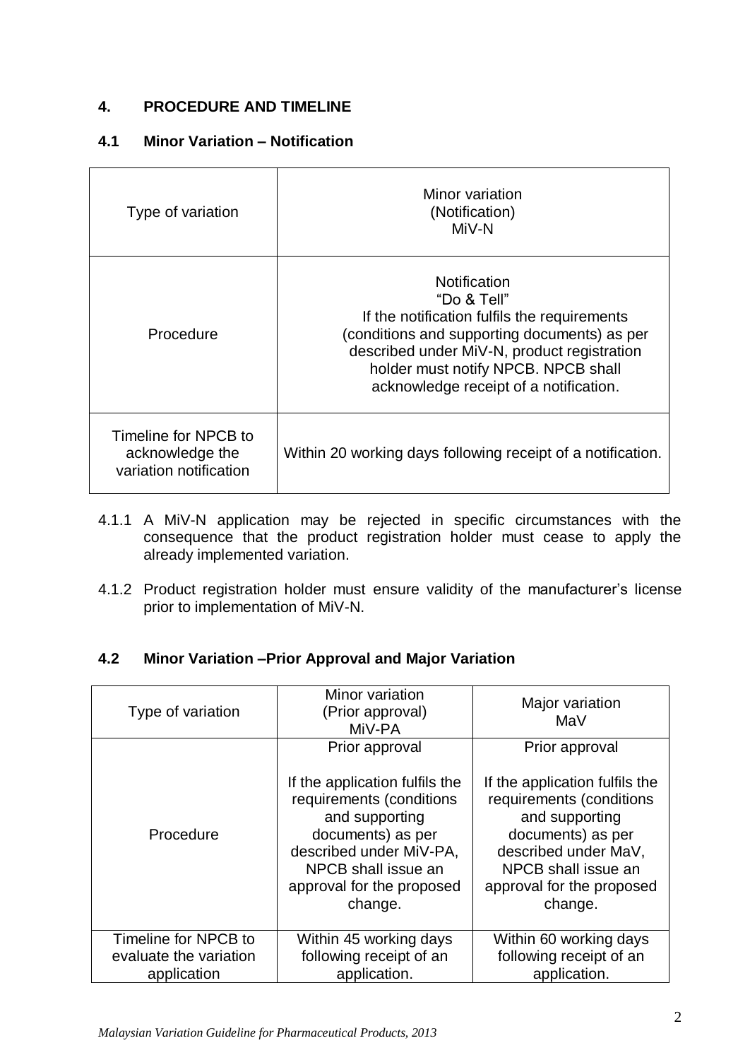## 4. PROCEDURE AND TIMELINE

### 4.1 Minor Variation – Notification

| Type of variation | Minor variation (Notification) MiV-N |
|---|---|
| Procedure | Notification "Do & Tell" If the notification fulfils the requirements (conditions and supporting documents) as per described under MiV-N, product registration holder must notify NPCB. NPCB shall acknowledge receipt of a notification. |
| Timeline for NPCB to acknowledge the variation notification | Within 20 working days following receipt of a notification. |

4.1.1 A MiV-N application may be rejected in specific circumstances with the consequence that the product registration holder must cease to apply the already implemented variation.

4.1.2 Product registration holder must ensure validity of the manufacturer's license prior to implementation of MiV-N.

### 4.2 Minor Variation –Prior Approval and Major Variation

| Type of variation | Minor variation (Prior approval) MiV-PA | Major variation MaV |
|---|---|---|
| Procedure | Prior approval<br><br>If the application fulfils the requirements (conditions and supporting documents) as per described under MiV-PA, NPCB shall issue an approval for the proposed change. | Prior approval<br><br>If the application fulfils the requirements (conditions and supporting documents) as per described under MaV, NPCB shall issue an approval for the proposed change. |
| Timeline for NPCB to evaluate the variation application | Within 45 working days following receipt of an application. | Within 60 working days following receipt of an application. |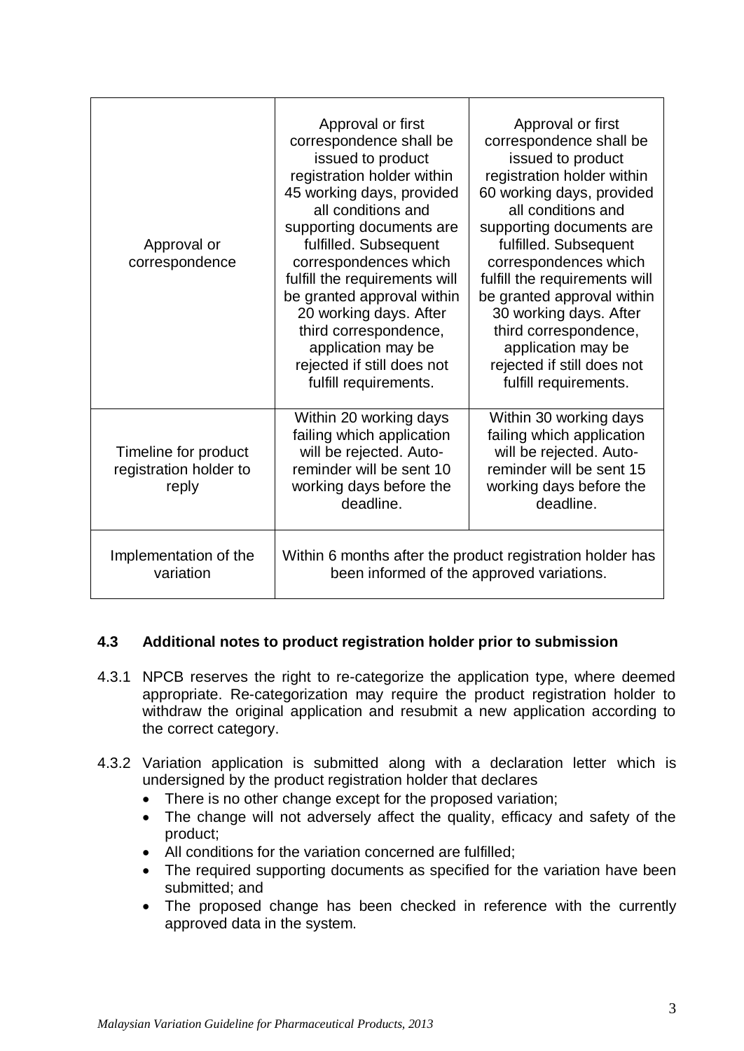| | | |
|---|---|---|
| Approval or correspondence | Approval or first correspondence shall be issued to product registration holder within 45 working days, provided all conditions and supporting documents are fulfilled. Subsequent correspondences which fulfill the requirements will be granted approval within 20 working days. After third correspondence, application may be rejected if still does not fulfill requirements. | Approval or first correspondence shall be issued to product registration holder within 60 working days, provided all conditions and supporting documents are fulfilled. Subsequent correspondences which fulfill the requirements will be granted approval within 30 working days. After third correspondence, application may be rejected if still does not fulfill requirements. |
| Timeline for product registration holder to reply | Within 20 working days failing which application will be rejected. Auto-reminder will be sent 10 working days before the deadline. | Within 30 working days failing which application will be rejected. Auto-reminder will be sent 15 working days before the deadline. |
| Implementation of the variation | Within 6 months after the product registration holder has been informed of the approved variations. | |

### 4.3 Additional notes to product registration holder prior to submission

4.3.1 NPCB reserves the right to re-categorize the application type, where deemed appropriate. Re-categorization may require the product registration holder to withdraw the original application and resubmit a new application according to the correct category.

4.3.2 Variation application is submitted along with a declaration letter which is undersigned by the product registration holder that declares

- There is no other change except for the proposed variation;
- The change will not adversely affect the quality, efficacy and safety of the product;
- All conditions for the variation concerned are fulfilled;
- The required supporting documents as specified for the variation have been submitted; and
- The proposed change has been checked in reference with the currently approved data in the system.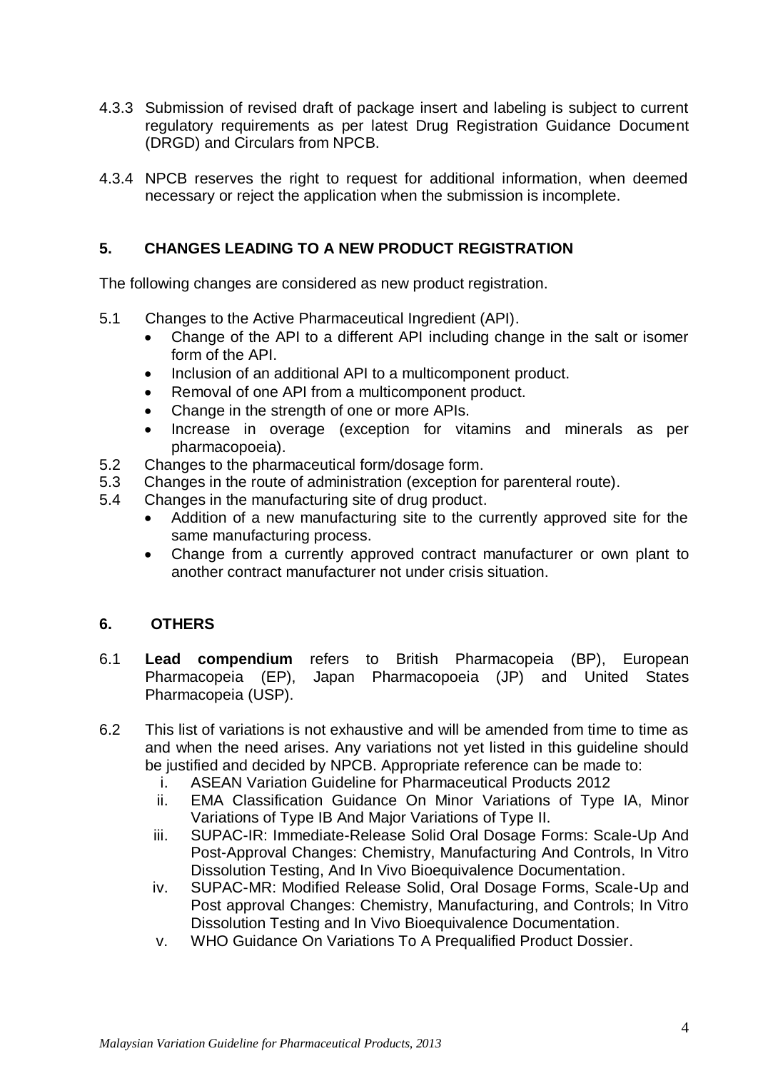4.3.3 Submission of revised draft of package insert and labeling is subject to current regulatory requirements as per latest Drug Registration Guidance Document (DRGD) and Circulars from NPCB.

4.3.4 NPCB reserves the right to request for additional information, when deemed necessary or reject the application when the submission is incomplete.

## 5. CHANGES LEADING TO A NEW PRODUCT REGISTRATION

The following changes are considered as new product registration.

5.1 Changes to the Active Pharmaceutical Ingredient (API).
- Change of the API to a different API including change in the salt or isomer form of the API.
- Inclusion of an additional API to a multicomponent product.
- Removal of one API from a multicomponent product.
- Change in the strength of one or more APIs.
- Increase in overage (exception for vitamins and minerals as per pharmacopoeia).

5.2 Changes to the pharmaceutical form/dosage form.

5.3 Changes in the route of administration (exception for parenteral route).

5.4 Changes in the manufacturing site of drug product.
- Addition of a new manufacturing site to the currently approved site for the same manufacturing process.
- Change from a currently approved contract manufacturer or own plant to another contract manufacturer not under crisis situation.

## 6. OTHERS

6.1 **Lead compendium** refers to British Pharmacopeia (BP), European Pharmacopeia (EP), Japan Pharmacopoeia (JP) and United States Pharmacopeia (USP).

6.2 This list of variations is not exhaustive and will be amended from time to time as and when the need arises. Any variations not yet listed in this guideline should be justified and decided by NPCB. Appropriate reference can be made to:

i. ASEAN Variation Guideline for Pharmaceutical Products 2012
ii. EMA Classification Guidance On Minor Variations of Type IA, Minor Variations of Type IB And Major Variations of Type II.
iii. SUPAC-IR: Immediate-Release Solid Oral Dosage Forms: Scale-Up And Post-Approval Changes: Chemistry, Manufacturing And Controls, In Vitro Dissolution Testing, And In Vivo Bioequivalence Documentation.
iv. SUPAC-MR: Modified Release Solid, Oral Dosage Forms, Scale-Up and Post approval Changes: Chemistry, Manufacturing, and Controls; In Vitro Dissolution Testing and In Vivo Bioequivalence Documentation.
v. WHO Guidance On Variations To A Prequalified Product Dossier.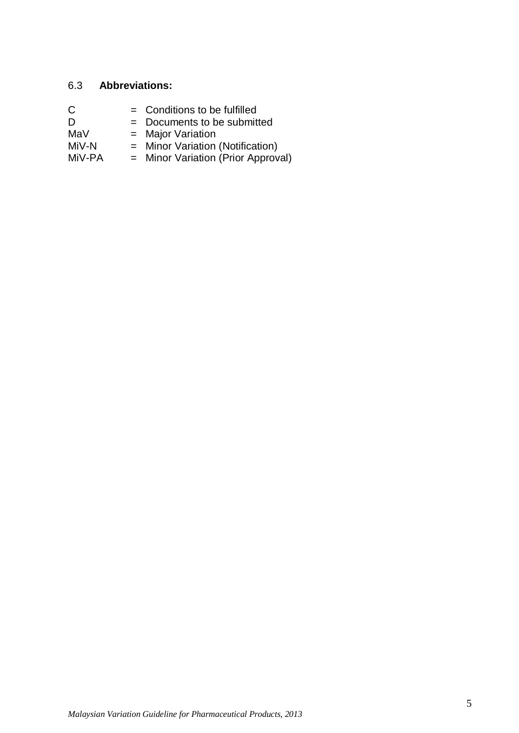### 6.3 **Abbreviations:**

| | | |
|---|---|---|
| C | = | Conditions to be fulfilled |
| D | = | Documents to be submitted |
| MaV | = | Major Variation |
| MiV-N | = | Minor Variation (Notification) |
| MiV-PA | = | Minor Variation (Prior Approval) |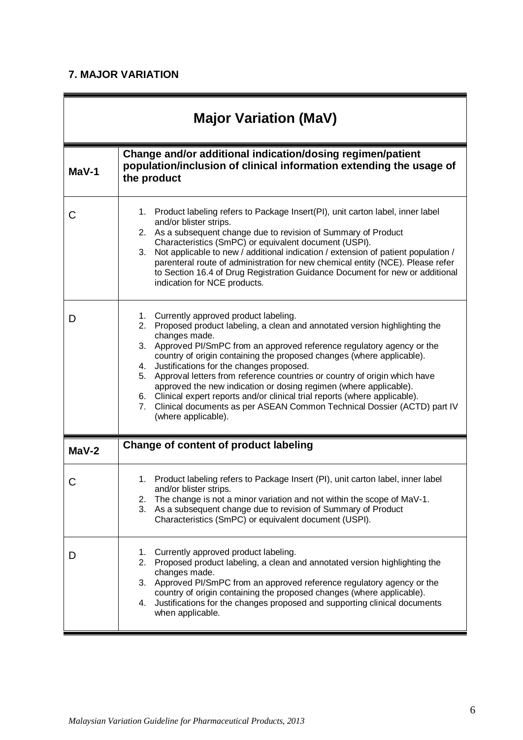## 7. MAJOR VARIATION

| Major Variation (MaV) | |
|---|---|
| **MaV-1** | **Change and/or additional indication/dosing regimen/patient population/inclusion of clinical information extending the usage of the product** |
| C | 1. Product labeling refers to Package Insert(PI), unit carton label, inner label and/or blister strips.<br>2. As a subsequent change due to revision of Summary of Product Characteristics (SmPC) or equivalent document (USPI).<br>3. Not applicable to new / additional indication / extension of patient population / parenteral route of administration for new chemical entity (NCE). Please refer to Section 16.4 of Drug Registration Guidance Document for new or additional indication for NCE products. |
| D | 1. Currently approved product labeling.<br>2. Proposed product labeling, a clean and annotated version highlighting the changes made.<br>3. Approved PI/SmPC from an approved reference regulatory agency or the country of origin containing the proposed changes (where applicable).<br>4. Justifications for the changes proposed.<br>5. Approval letters from reference countries or country of origin which have approved the new indication or dosing regimen (where applicable).<br>6. Clinical expert reports and/or clinical trial reports (where applicable).<br>7. Clinical documents as per ASEAN Common Technical Dossier (ACTD) part IV (where applicable). |
| **MaV-2** | **Change of content of product labeling** |
| C | 1. Product labeling refers to Package Insert (PI), unit carton label, inner label and/or blister strips.<br>2. The change is not a minor variation and not within the scope of MaV-1.<br>3. As a subsequent change due to revision of Summary of Product Characteristics (SmPC) or equivalent document (USPI). |
| D | 1. Currently approved product labeling.<br>2. Proposed product labeling, a clean and annotated version highlighting the changes made.<br>3. Approved PI/SmPC from an approved reference regulatory agency or the country of origin containing the proposed changes (where applicable).<br>4. Justifications for the changes proposed and supporting clinical documents when applicable. |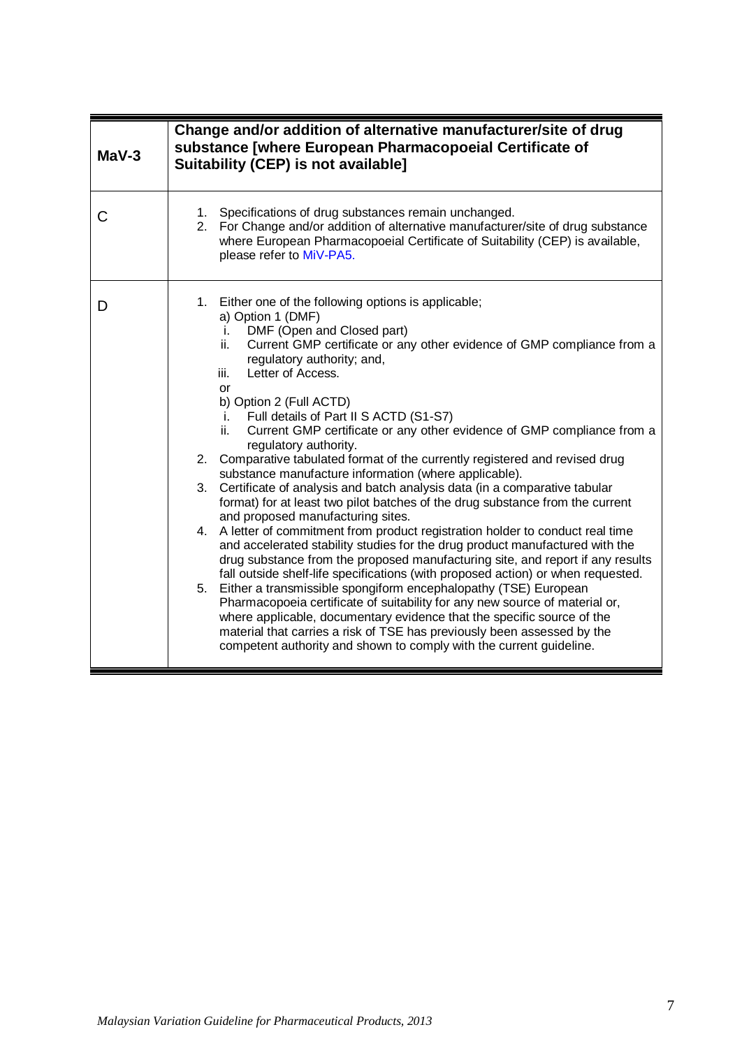| MaV-3 | **Change and/or addition of alternative manufacturer/site of drug substance [where European Pharmacopoeial Certificate of Suitability (CEP) is not available]** |
|---|---|
| C | 1. Specifications of drug substances remain unchanged.<br>2. For Change and/or addition of alternative manufacturer/site of drug substance where European Pharmacopoeial Certificate of Suitability (CEP) is available, please refer to MiV-PA5. |
| D | 1. Either one of the following options is applicable;<br>a) Option 1 (DMF)<br>i. DMF (Open and Closed part)<br>ii. Current GMP certificate or any other evidence of GMP compliance from a regulatory authority; and,<br>iii. Letter of Access.<br>or<br>b) Option 2 (Full ACTD)<br>i. Full details of Part II S ACTD (S1-S7)<br>ii. Current GMP certificate or any other evidence of GMP compliance from a regulatory authority.<br>2. Comparative tabulated format of the currently registered and revised drug substance manufacture information (where applicable).<br>3. Certificate of analysis and batch analysis data (in a comparative tabular format) for at least two pilot batches of the drug substance from the current and proposed manufacturing sites.<br>4. A letter of commitment from product registration holder to conduct real time and accelerated stability studies for the drug product manufactured with the drug substance from the proposed manufacturing site, and report if any results fall outside shelf-life specifications (with proposed action) or when requested.<br>5. Either a transmissible spongiform encephalopathy (TSE) European Pharmacopoeia certificate of suitability for any new source of material or, where applicable, documentary evidence that the specific source of the material that carries a risk of TSE has previously been assessed by the competent authority and shown to comply with the current guideline. |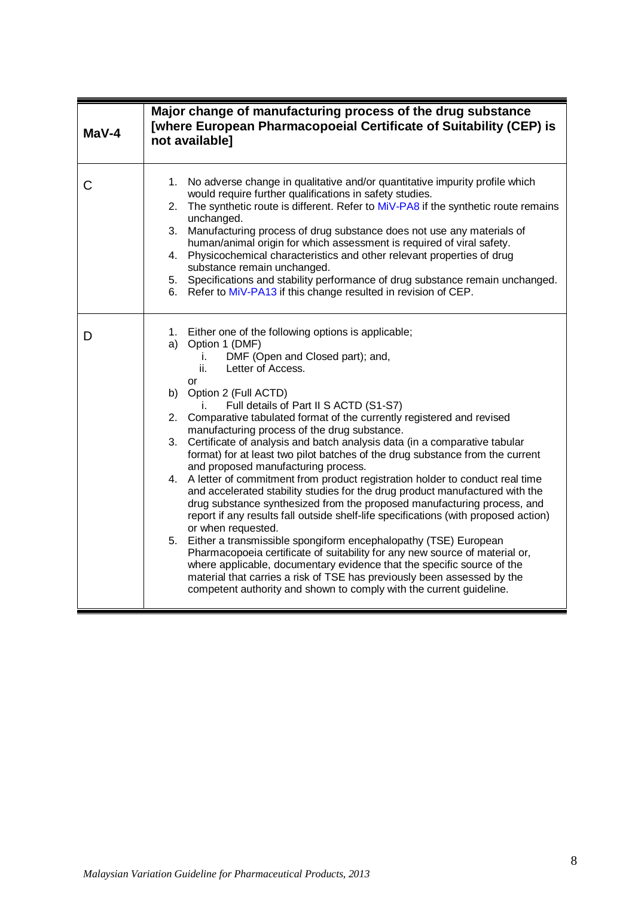| **MaV-4** | **Major change of manufacturing process of the drug substance [where European Pharmacopoeial Certificate of Suitability (CEP) is not available]** |
|---|---|
| C | 1. No adverse change in qualitative and/or quantitative impurity profile which would require further qualifications in safety studies.<br>2. The synthetic route is different. Refer to MiV-PA8 if the synthetic route remains unchanged.<br>3. Manufacturing process of drug substance does not use any materials of human/animal origin for which assessment is required of viral safety.<br>4. Physicochemical characteristics and other relevant properties of drug substance remain unchanged.<br>5. Specifications and stability performance of drug substance remain unchanged.<br>6. Refer to MiV-PA13 if this change resulted in revision of CEP. |
| D | 1. Either one of the following options is applicable;<br>a) Option 1 (DMF)<br>i. DMF (Open and Closed part); and,<br>ii. Letter of Access.<br>or<br>b) Option 2 (Full ACTD)<br>i. Full details of Part II S ACTD (S1-S7)<br>2. Comparative tabulated format of the currently registered and revised manufacturing process of the drug substance.<br>3. Certificate of analysis and batch analysis data (in a comparative tabular format) for at least two pilot batches of the drug substance from the current and proposed manufacturing process.<br>4. A letter of commitment from product registration holder to conduct real time and accelerated stability studies for the drug product manufactured with the drug substance synthesized from the proposed manufacturing process, and report if any results fall outside shelf-life specifications (with proposed action) or when requested.<br>5. Either a transmissible spongiform encephalopathy (TSE) European Pharmacopoeia certificate of suitability for any new source of material or, where applicable, documentary evidence that the specific source of the material that carries a risk of TSE has previously been assessed by the competent authority and shown to comply with the current guideline. |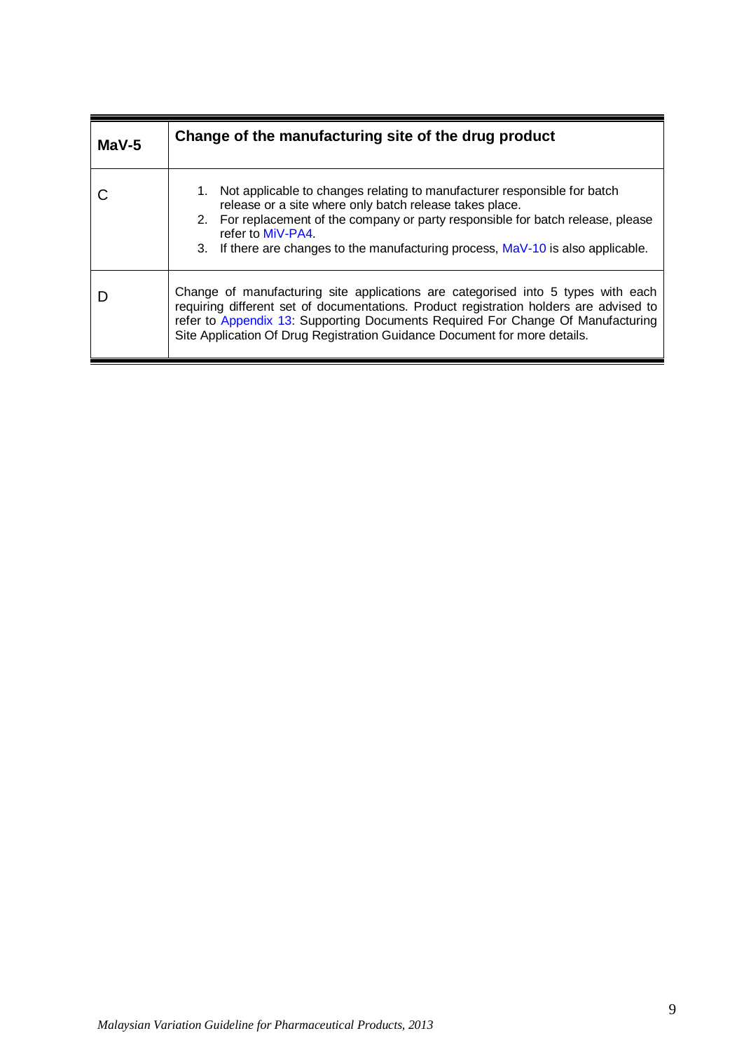| MaV-5 | Change of the manufacturing site of the drug product |
|---|---|
| C | 1. Not applicable to changes relating to manufacturer responsible for batch release or a site where only batch release takes place.<br>2. For replacement of the company or party responsible for batch release, please refer to MiV-PA4.<br>3. If there are changes to the manufacturing process, MaV-10 is also applicable. |
| D | Change of manufacturing site applications are categorised into 5 types with each requiring different set of documentations. Product registration holders are advised to refer to Appendix 13: Supporting Documents Required For Change Of Manufacturing Site Application Of Drug Registration Guidance Document for more details. |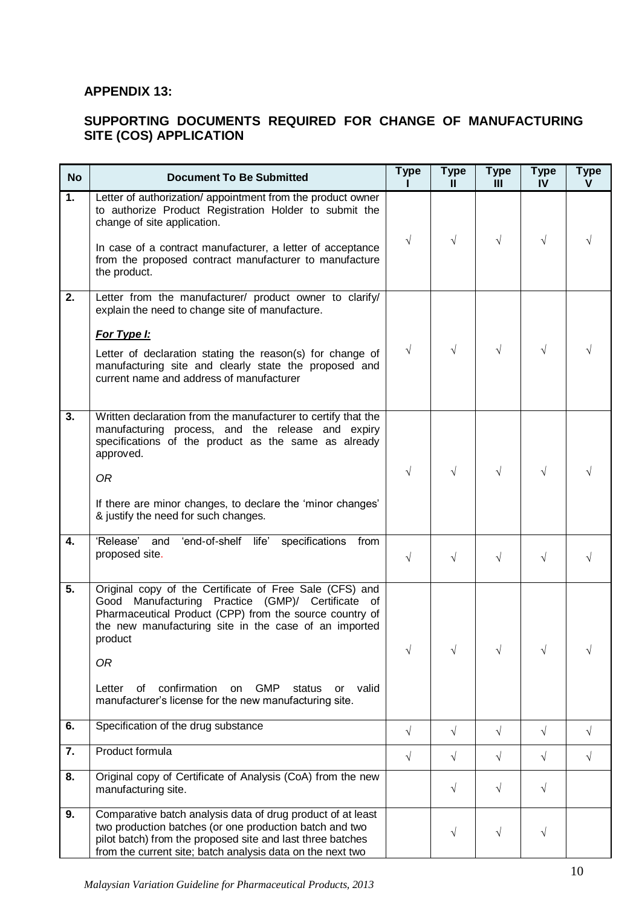**APPENDIX 13:**

**SUPPORTING DOCUMENTS REQUIRED FOR CHANGE OF MANUFACTURING SITE (COS) APPLICATION**

| No | Document To Be Submitted | Type I | Type II | Type III | Type IV | Type V |
|---|---|---|---|---|---|---|
| 1. | Letter of authorization/ appointment from the product owner to authorize Product Registration Holder to submit the change of site application.<br><br>In case of a contract manufacturer, a letter of acceptance from the proposed contract manufacturer to manufacture the product. | √ | √ | √ | √ | √ |
| 2. | Letter from the manufacturer/ product owner to clarify/ explain the need to change site of manufacture.<br><br>***For Type I:***<br><br>Letter of declaration stating the reason(s) for change of manufacturing site and clearly state the proposed and current name and address of manufacturer | √ | √ | √ | √ | √ |
| 3. | Written declaration from the manufacturer to certify that the manufacturing process, and the release and expiry specifications of the product as the same as already approved.<br><br>*OR*<br><br>If there are minor changes, to declare the 'minor changes' & justify the need for such changes. | √ | √ | √ | √ | √ |
| 4. | 'Release' and 'end-of-shelf life' specifications from proposed site. | √ | √ | √ | √ | √ |
| 5. | Original copy of the Certificate of Free Sale (CFS) and Good Manufacturing Practice (GMP)/ Certificate of Pharmaceutical Product (CPP) from the source country of the new manufacturing site in the case of an imported product<br><br>*OR*<br><br>Letter of confirmation on GMP status or valid manufacturer's license for the new manufacturing site. | √ | √ | √ | √ | √ |
| 6. | Specification of the drug substance | √ | √ | √ | √ | √ |
| 7. | Product formula | √ | √ | √ | √ | √ |
| 8. | Original copy of Certificate of Analysis (CoA) from the new manufacturing site. | | √ | √ | √ | |
| 9. | Comparative batch analysis data of drug product of at least two production batches (or one production batch and two pilot batch) from the proposed site and last three batches from the current site; batch analysis data on the next two | | √ | √ | √ | |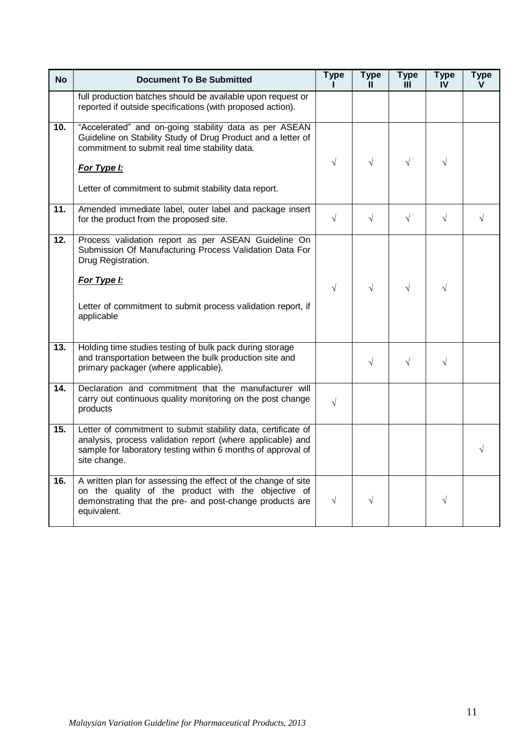| No | Document To Be Submitted | Type I | Type II | Type III | Type IV | Type V |
|---|---|---|---|---|---|---|
| | full production batches should be available upon request or reported if outside specifications (with proposed action). | | | | | |
| 10. | "Accelerated" and on-going stability data as per ASEAN Guideline on Stability Study of Drug Product and a letter of commitment to submit real time stability data.<br><br>***For Type I:***<br><br>Letter of commitment to submit stability data report. | √ | √ | √ | √ | |
| 11. | Amended immediate label, outer label and package insert for the product from the proposed site. | √ | √ | √ | √ | √ |
| 12. | Process validation report as per ASEAN Guideline On Submission Of Manufacturing Process Validation Data For Drug Registration.<br><br>***For Type I:***<br><br>Letter of commitment to submit process validation report, if applicable | √ | √ | √ | √ | |
| 13. | Holding time studies testing of bulk pack during storage and transportation between the bulk production site and primary packager (where applicable). | | √ | √ | √ | |
| 14. | Declaration and commitment that the manufacturer will carry out continuous quality monitoring on the post change products | √ | | | | |
| 15. | Letter of commitment to submit stability data, certificate of analysis, process validation report (where applicable) and sample for laboratory testing within 6 months of approval of site change. | | | | | √ |
| 16. | A written plan for assessing the effect of the change of site on the quality of the product with the objective of demonstrating that the pre- and post-change products are equivalent. | √ | √ | | √ | |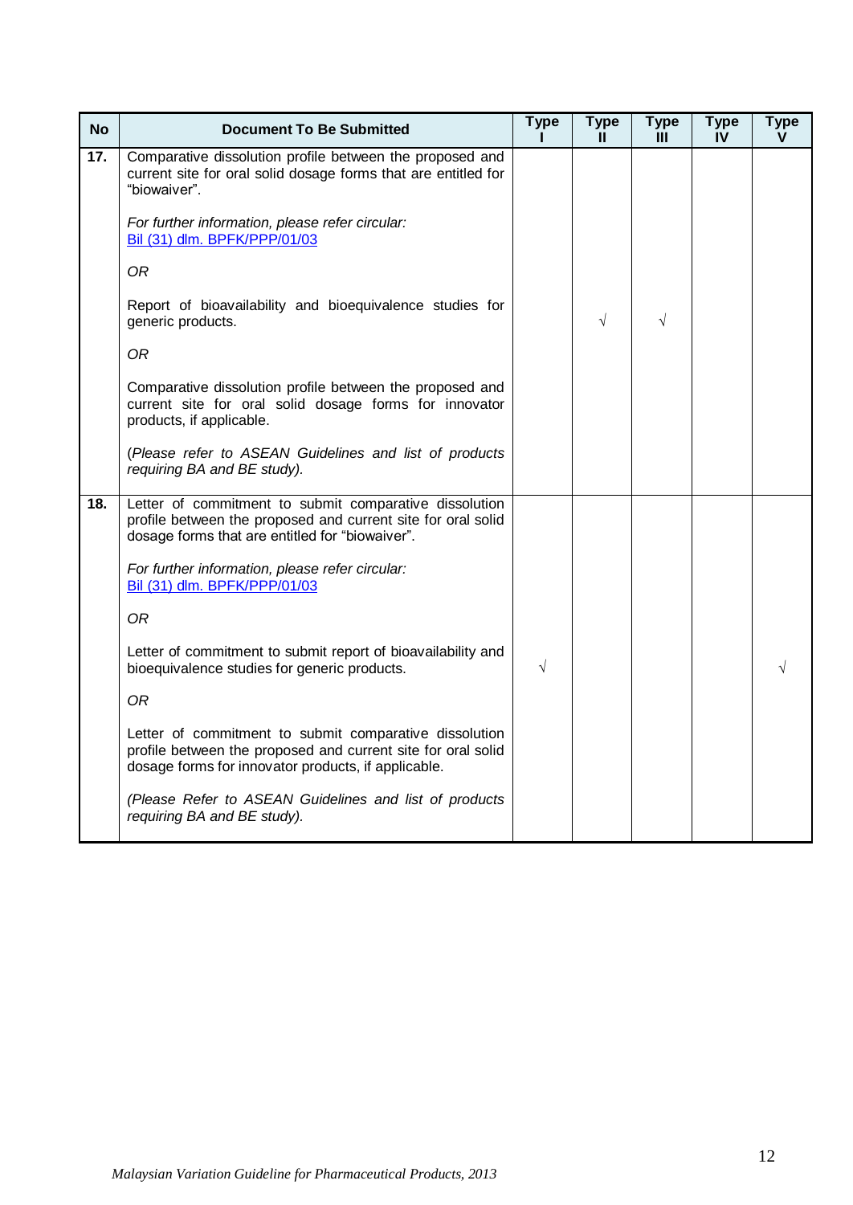| No | Document To Be Submitted | Type I | Type II | Type III | Type IV | Type V |
|---|---|---|---|---|---|---|
| 17. | Comparative dissolution profile between the proposed and current site for oral solid dosage forms that are entitled for "biowaiver".<br><br>*For further information, please refer circular:* [Bil (31) dlm. BPFK/PPP/01/03]()<br><br>*OR*<br><br>Report of bioavailability and bioequivalence studies for generic products.<br><br>*OR*<br><br>Comparative dissolution profile between the proposed and current site for oral solid dosage forms for innovator products, if applicable.<br><br>(*Please refer to ASEAN Guidelines and list of products requiring BA and BE study).* | | √ | √ | | |
| 18. | Letter of commitment to submit comparative dissolution profile between the proposed and current site for oral solid dosage forms that are entitled for "biowaiver".<br><br>*For further information, please refer circular:* [Bil (31) dlm. BPFK/PPP/01/03]()<br><br>*OR*<br><br>Letter of commitment to submit report of bioavailability and bioequivalence studies for generic products.<br><br>*OR*<br><br>Letter of commitment to submit comparative dissolution profile between the proposed and current site for oral solid dosage forms for innovator products, if applicable.<br><br>*(Please Refer to ASEAN Guidelines and list of products requiring BA and BE study).* | √ | | | | √ |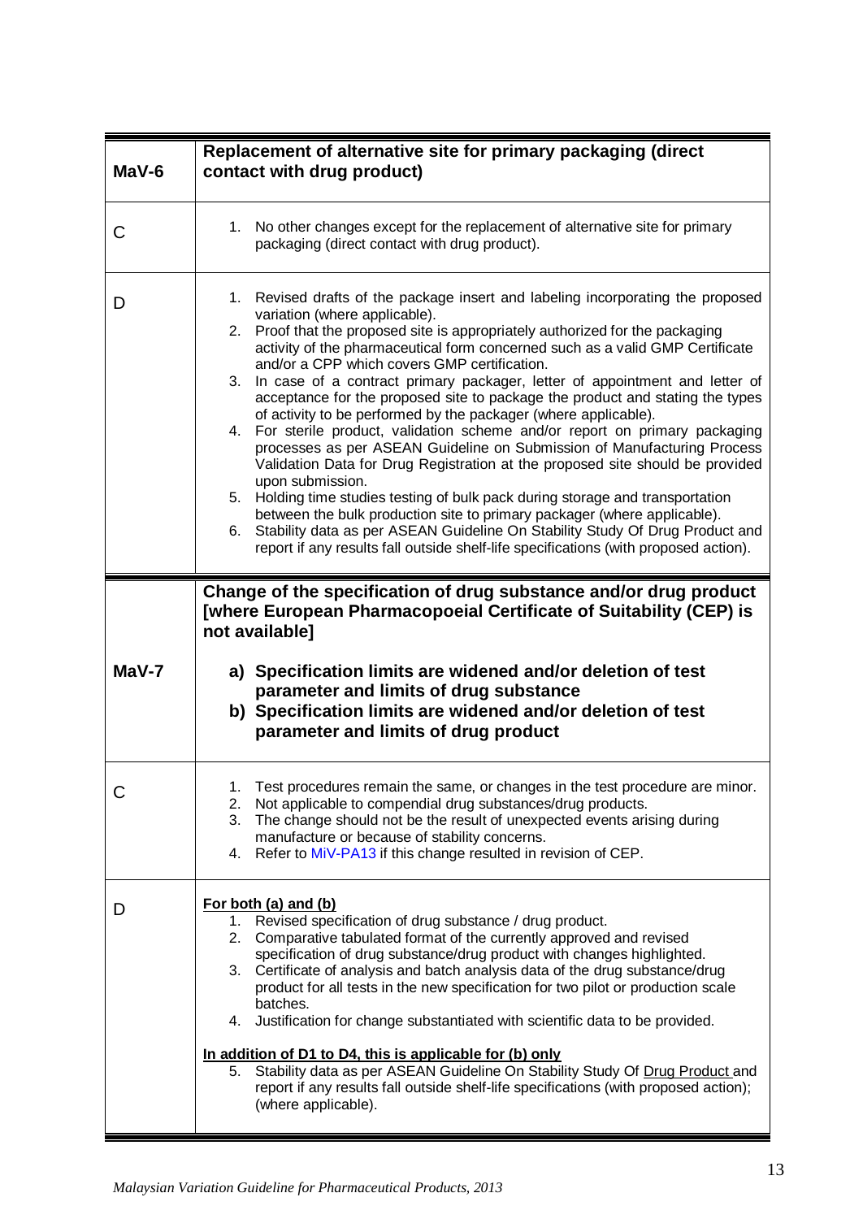| MaV-6 | Replacement of alternative site for primary packaging (direct contact with drug product) |
|---|---|
| C | 1. No other changes except for the replacement of alternative site for primary packaging (direct contact with drug product). |
| D | 1. Revised drafts of the package insert and labeling incorporating the proposed variation (where applicable).<br>2. Proof that the proposed site is appropriately authorized for the packaging activity of the pharmaceutical form concerned such as a valid GMP Certificate and/or a CPP which covers GMP certification.<br>3. In case of a contract primary packager, letter of appointment and letter of acceptance for the proposed site to package the product and stating the types of activity to be performed by the packager (where applicable).<br>4. For sterile product, validation scheme and/or report on primary packaging processes as per ASEAN Guideline on Submission of Manufacturing Process Validation Data for Drug Registration at the proposed site should be provided upon submission.<br>5. Holding time studies testing of bulk pack during storage and transportation between the bulk production site to primary packager (where applicable).<br>6. Stability data as per ASEAN Guideline On Stability Study Of Drug Product and report if any results fall outside shelf-life specifications (with proposed action). |

| MaV-7 | Change of the specification of drug substance and/or drug product [where European Pharmacopoeial Certificate of Suitability (CEP) is not available]<br><br>a) Specification limits are widened and/or deletion of test parameter and limits of drug substance<br>b) Specification limits are widened and/or deletion of test parameter and limits of drug product |
|---|---|
| C | 1. Test procedures remain the same, or changes in the test procedure are minor.<br>2. Not applicable to compendial drug substances/drug products.<br>3. The change should not be the result of unexpected events arising during manufacture or because of stability concerns.<br>4. Refer to MiV-PA13 if this change resulted in revision of CEP. |
| D | **For both (a) and (b)**<br>1. Revised specification of drug substance / drug product.<br>2. Comparative tabulated format of the currently approved and revised specification of drug substance/drug product with changes highlighted.<br>3. Certificate of analysis and batch analysis data of the drug substance/drug product for all tests in the new specification for two pilot or production scale batches.<br>4. Justification for change substantiated with scientific data to be provided.<br><br>**In addition of D1 to D4, this is applicable for (b) only**<br>5. Stability data as per ASEAN Guideline On Stability Study Of Drug Product and report if any results fall outside shelf-life specifications (with proposed action); (where applicable). |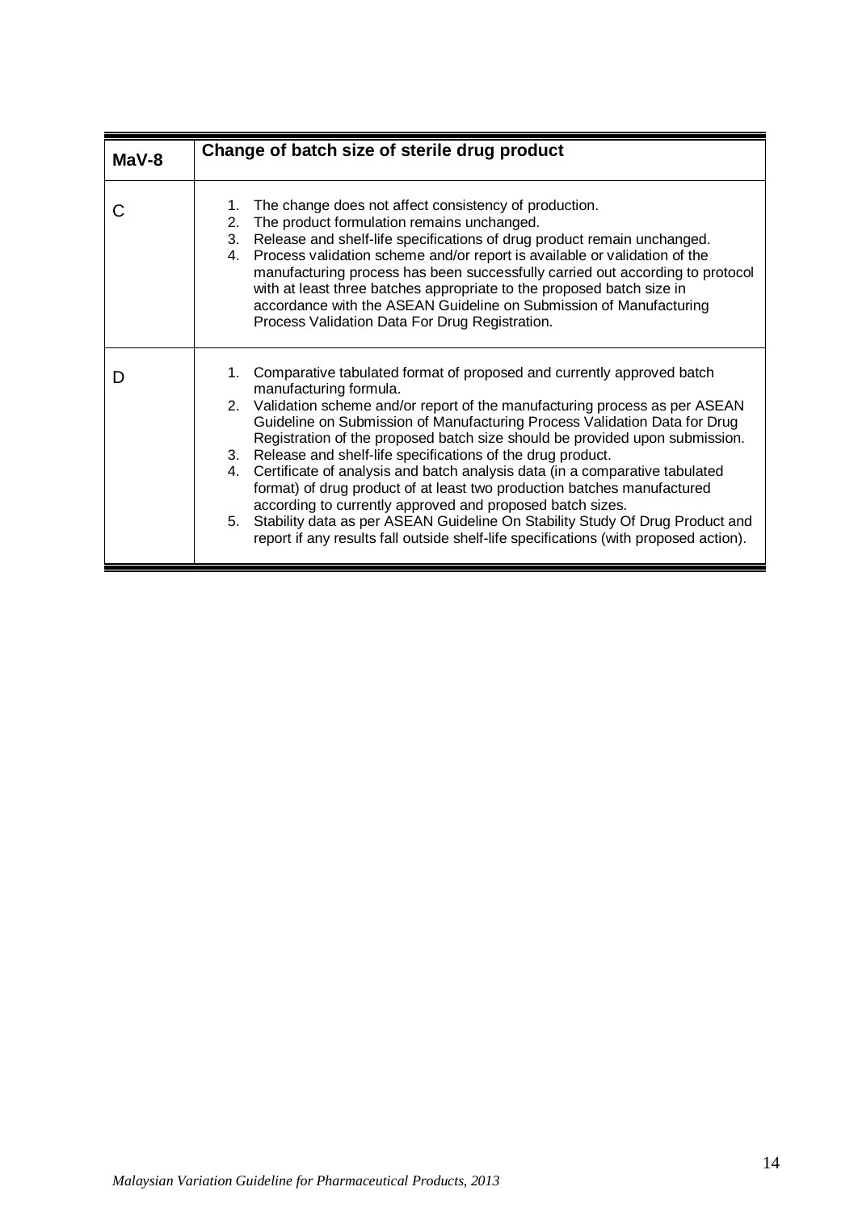| MaV-8 | Change of batch size of sterile drug product |
|---|---|
| C | 1. The change does not affect consistency of production.<br>2. The product formulation remains unchanged.<br>3. Release and shelf-life specifications of drug product remain unchanged.<br>4. Process validation scheme and/or report is available or validation of the manufacturing process has been successfully carried out according to protocol with at least three batches appropriate to the proposed batch size in accordance with the ASEAN Guideline on Submission of Manufacturing Process Validation Data For Drug Registration. |
| D | 1. Comparative tabulated format of proposed and currently approved batch manufacturing formula.<br>2. Validation scheme and/or report of the manufacturing process as per ASEAN Guideline on Submission of Manufacturing Process Validation Data for Drug Registration of the proposed batch size should be provided upon submission.<br>3. Release and shelf-life specifications of the drug product.<br>4. Certificate of analysis and batch analysis data (in a comparative tabulated format) of drug product of at least two production batches manufactured according to currently approved and proposed batch sizes.<br>5. Stability data as per ASEAN Guideline On Stability Study Of Drug Product and report if any results fall outside shelf-life specifications (with proposed action). |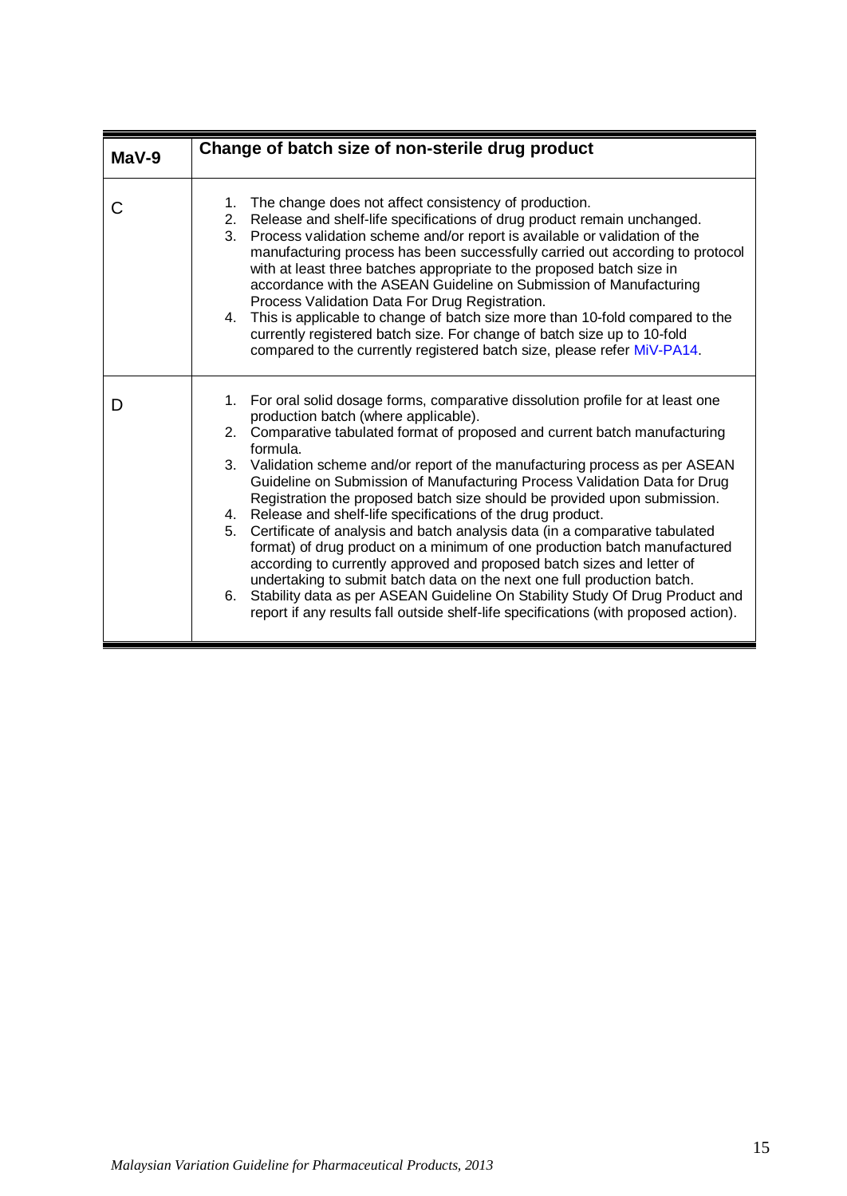| MaV-9 | Change of batch size of non-sterile drug product |
|---|---|
| C | 1. The change does not affect consistency of production.<br>2. Release and shelf-life specifications of drug product remain unchanged.<br>3. Process validation scheme and/or report is available or validation of the manufacturing process has been successfully carried out according to protocol with at least three batches appropriate to the proposed batch size in accordance with the ASEAN Guideline on Submission of Manufacturing Process Validation Data For Drug Registration.<br>4. This is applicable to change of batch size more than 10-fold compared to the currently registered batch size. For change of batch size up to 10-fold compared to the currently registered batch size, please refer MiV-PA14. |
| D | 1. For oral solid dosage forms, comparative dissolution profile for at least one production batch (where applicable).<br>2. Comparative tabulated format of proposed and current batch manufacturing formula.<br>3. Validation scheme and/or report of the manufacturing process as per ASEAN Guideline on Submission of Manufacturing Process Validation Data for Drug Registration the proposed batch size should be provided upon submission.<br>4. Release and shelf-life specifications of the drug product.<br>5. Certificate of analysis and batch analysis data (in a comparative tabulated format) of drug product on a minimum of one production batch manufactured according to currently approved and proposed batch sizes and letter of undertaking to submit batch data on the next one full production batch.<br>6. Stability data as per ASEAN Guideline On Stability Study Of Drug Product and report if any results fall outside shelf-life specifications (with proposed action). |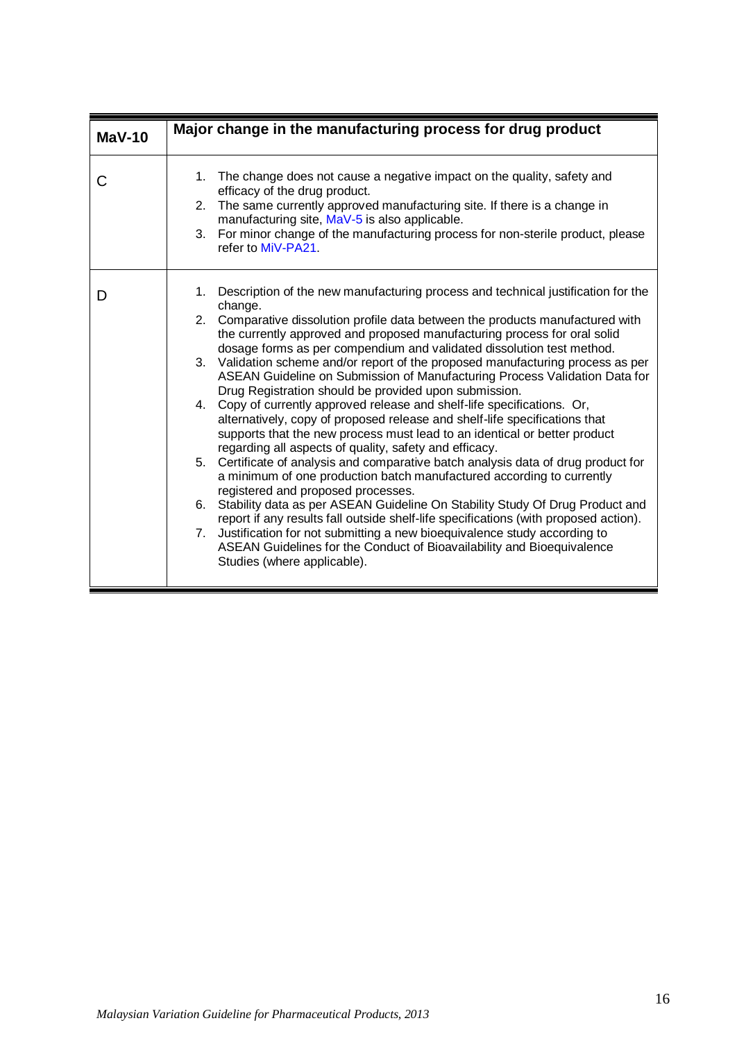| MaV-10 | Major change in the manufacturing process for drug product |
|---|---|
| C | 1. The change does not cause a negative impact on the quality, safety and efficacy of the drug product.<br>2. The same currently approved manufacturing site. If there is a change in manufacturing site, MaV-5 is also applicable.<br>3. For minor change of the manufacturing process for non-sterile product, please refer to MiV-PA21. |
| D | 1. Description of the new manufacturing process and technical justification for the change.<br>2. Comparative dissolution profile data between the products manufactured with the currently approved and proposed manufacturing process for oral solid dosage forms as per compendium and validated dissolution test method.<br>3. Validation scheme and/or report of the proposed manufacturing process as per ASEAN Guideline on Submission of Manufacturing Process Validation Data for Drug Registration should be provided upon submission.<br>4. Copy of currently approved release and shelf-life specifications. Or, alternatively, copy of proposed release and shelf-life specifications that supports that the new process must lead to an identical or better product regarding all aspects of quality, safety and efficacy.<br>5. Certificate of analysis and comparative batch analysis data of drug product for a minimum of one production batch manufactured according to currently registered and proposed processes.<br>6. Stability data as per ASEAN Guideline On Stability Study Of Drug Product and report if any results fall outside shelf-life specifications (with proposed action).<br>7. Justification for not submitting a new bioequivalence study according to ASEAN Guidelines for the Conduct of Bioavailability and Bioequivalence Studies (where applicable). |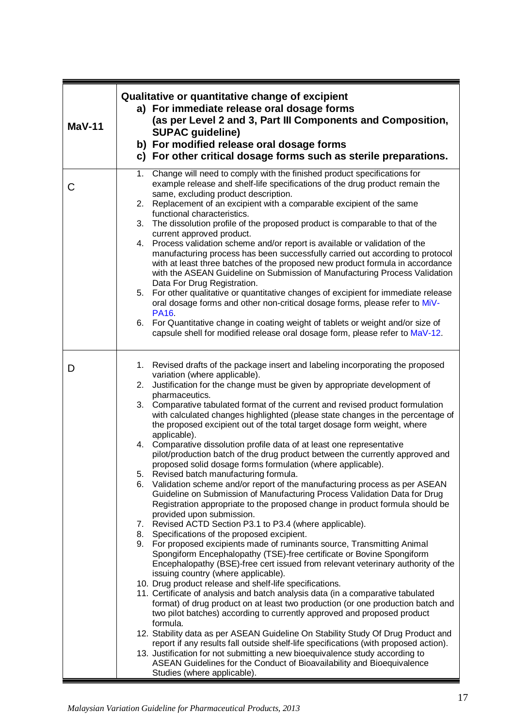| MaV-11 | **Qualitative or quantitative change of excipient**<br>**a) For immediate release oral dosage forms (as per Level 2 and 3, Part III Components and Composition, SUPAC guideline)**<br>**b) For modified release oral dosage forms**<br>**c) For other critical dosage forms such as sterile preparations.** |
|---|---|
| C | 1. Change will need to comply with the finished product specifications for example release and shelf-life specifications of the drug product remain the same, excluding product description.<br>2. Replacement of an excipient with a comparable excipient of the same functional characteristics.<br>3. The dissolution profile of the proposed product is comparable to that of the current approved product.<br>4. Process validation scheme and/or report is available or validation of the manufacturing process has been successfully carried out according to protocol with at least three batches of the proposed new product formula in accordance with the ASEAN Guideline on Submission of Manufacturing Process Validation Data For Drug Registration.<br>5. For other qualitative or quantitative changes of excipient for immediate release oral dosage forms and other non-critical dosage forms, please refer to MiV-PA16.<br>6. For Quantitative change in coating weight of tablets or weight and/or size of capsule shell for modified release oral dosage form, please refer to MaV-12. |
| D | 1. Revised drafts of the package insert and labeling incorporating the proposed variation (where applicable).<br>2. Justification for the change must be given by appropriate development of pharmaceutics.<br>3. Comparative tabulated format of the current and revised product formulation with calculated changes highlighted (please state changes in the percentage of the proposed excipient out of the total target dosage form weight, where applicable).<br>4. Comparative dissolution profile data of at least one representative pilot/production batch of the drug product between the currently approved and proposed solid dosage forms formulation (where applicable).<br>5. Revised batch manufacturing formula.<br>6. Validation scheme and/or report of the manufacturing process as per ASEAN Guideline on Submission of Manufacturing Process Validation Data for Drug Registration appropriate to the proposed change in product formula should be provided upon submission.<br>7. Revised ACTD Section P3.1 to P3.4 (where applicable).<br>8. Specifications of the proposed excipient.<br>9. For proposed excipients made of ruminants source, Transmitting Animal Spongiform Encephalopathy (TSE)-free certificate or Bovine Spongiform Encephalopathy (BSE)-free cert issued from relevant veterinary authority of the issuing country (where applicable).<br>10. Drug product release and shelf-life specifications.<br>11. Certificate of analysis and batch analysis data (in a comparative tabulated format) of drug product on at least two production (or one production batch and two pilot batches) according to currently approved and proposed product formula.<br>12. Stability data as per ASEAN Guideline On Stability Study Of Drug Product and report if any results fall outside shelf-life specifications (with proposed action).<br>13. Justification for not submitting a new bioequivalence study according to ASEAN Guidelines for the Conduct of Bioavailability and Bioequivalence Studies (where applicable). |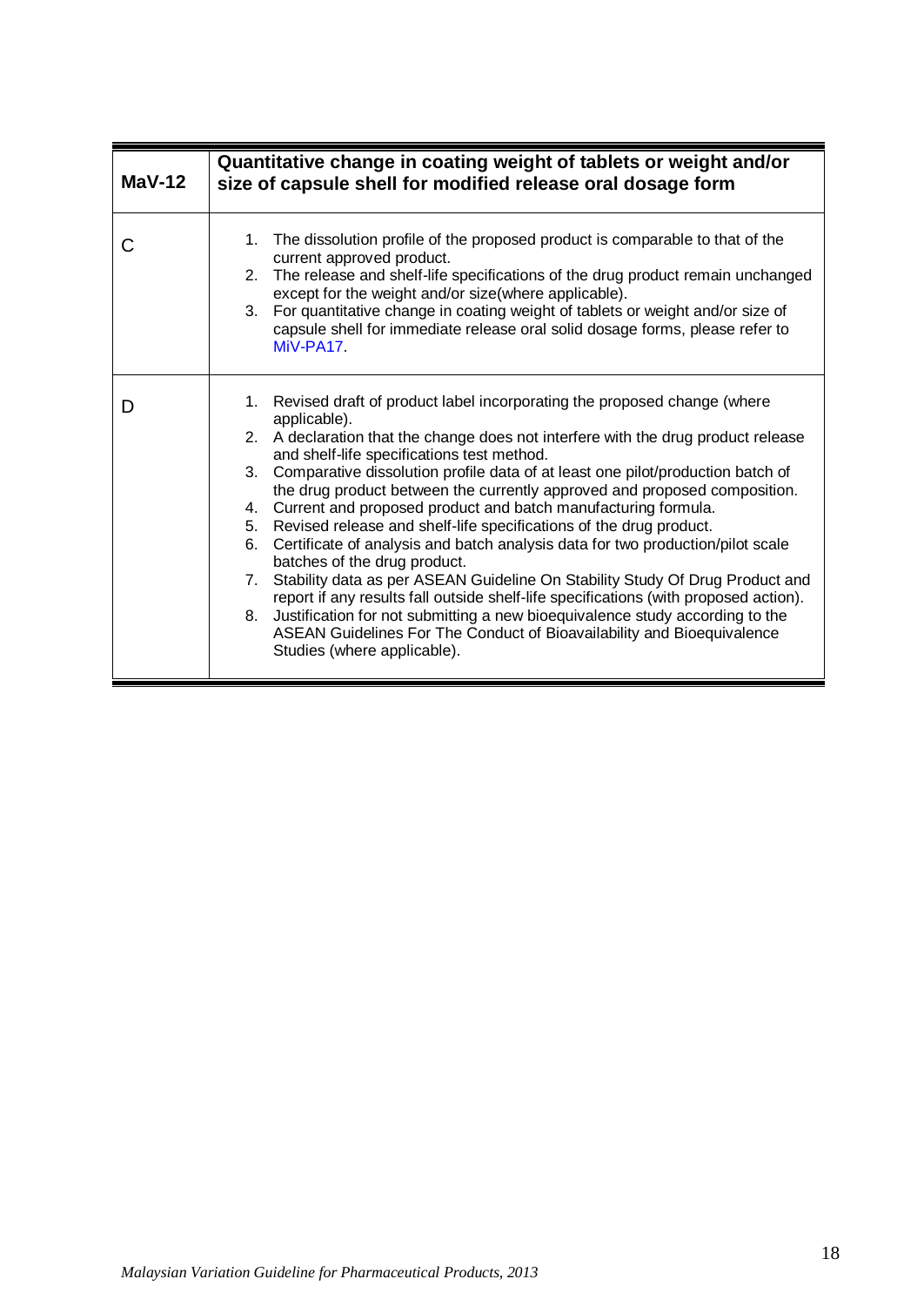| **MaV-12** | **Quantitative change in coating weight of tablets or weight and/or size of capsule shell for modified release oral dosage form** |
|---|---|
| C | 1. The dissolution profile of the proposed product is comparable to that of the current approved product.<br>2. The release and shelf-life specifications of the drug product remain unchanged except for the weight and/or size(where applicable).<br>3. For quantitative change in coating weight of tablets or weight and/or size of capsule shell for immediate release oral solid dosage forms, please refer to MiV-PA17. |
| D | 1. Revised draft of product label incorporating the proposed change (where applicable).<br>2. A declaration that the change does not interfere with the drug product release and shelf-life specifications test method.<br>3. Comparative dissolution profile data of at least one pilot/production batch of the drug product between the currently approved and proposed composition.<br>4. Current and proposed product and batch manufacturing formula.<br>5. Revised release and shelf-life specifications of the drug product.<br>6. Certificate of analysis and batch analysis data for two production/pilot scale batches of the drug product.<br>7. Stability data as per ASEAN Guideline On Stability Study Of Drug Product and report if any results fall outside shelf-life specifications (with proposed action).<br>8. Justification for not submitting a new bioequivalence study according to the ASEAN Guidelines For The Conduct of Bioavailability and Bioequivalence Studies (where applicable). |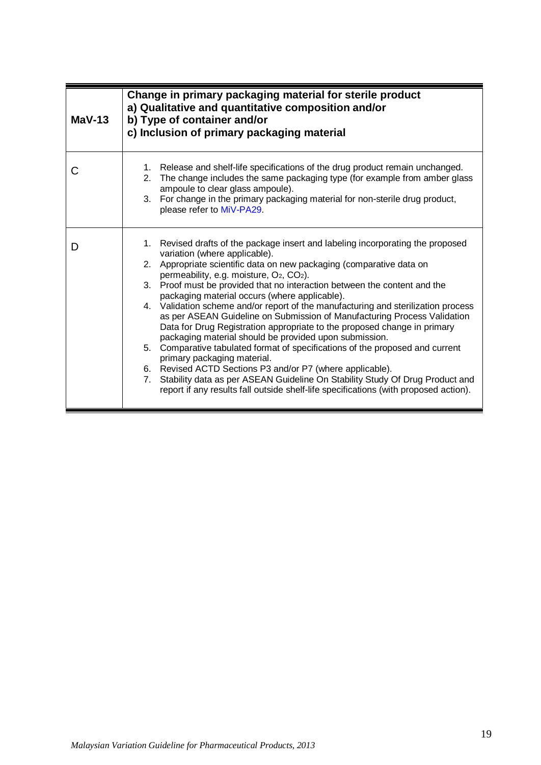| **MaV-13** | **Change in primary packaging material for sterile product**<br>**a) Qualitative and quantitative composition and/or**<br>**b) Type of container and/or**<br>**c) Inclusion of primary packaging material** |
|---|---|
| C | 1. Release and shelf-life specifications of the drug product remain unchanged.<br>2. The change includes the same packaging type (for example from amber glass ampoule to clear glass ampoule).<br>3. For change in the primary packaging material for non-sterile drug product, please refer to MiV-PA29. |
| D | 1. Revised drafts of the package insert and labeling incorporating the proposed variation (where applicable).<br>2. Appropriate scientific data on new packaging (comparative data on permeability, e.g. moisture, $O_2$, $CO_2$).<br>3. Proof must be provided that no interaction between the content and the packaging material occurs (where applicable).<br>4. Validation scheme and/or report of the manufacturing and sterilization process as per ASEAN Guideline on Submission of Manufacturing Process Validation Data for Drug Registration appropriate to the proposed change in primary packaging material should be provided upon submission.<br>5. Comparative tabulated format of specifications of the proposed and current primary packaging material.<br>6. Revised ACTD Sections P3 and/or P7 (where applicable).<br>7. Stability data as per ASEAN Guideline On Stability Study Of Drug Product and report if any results fall outside shelf-life specifications (with proposed action). |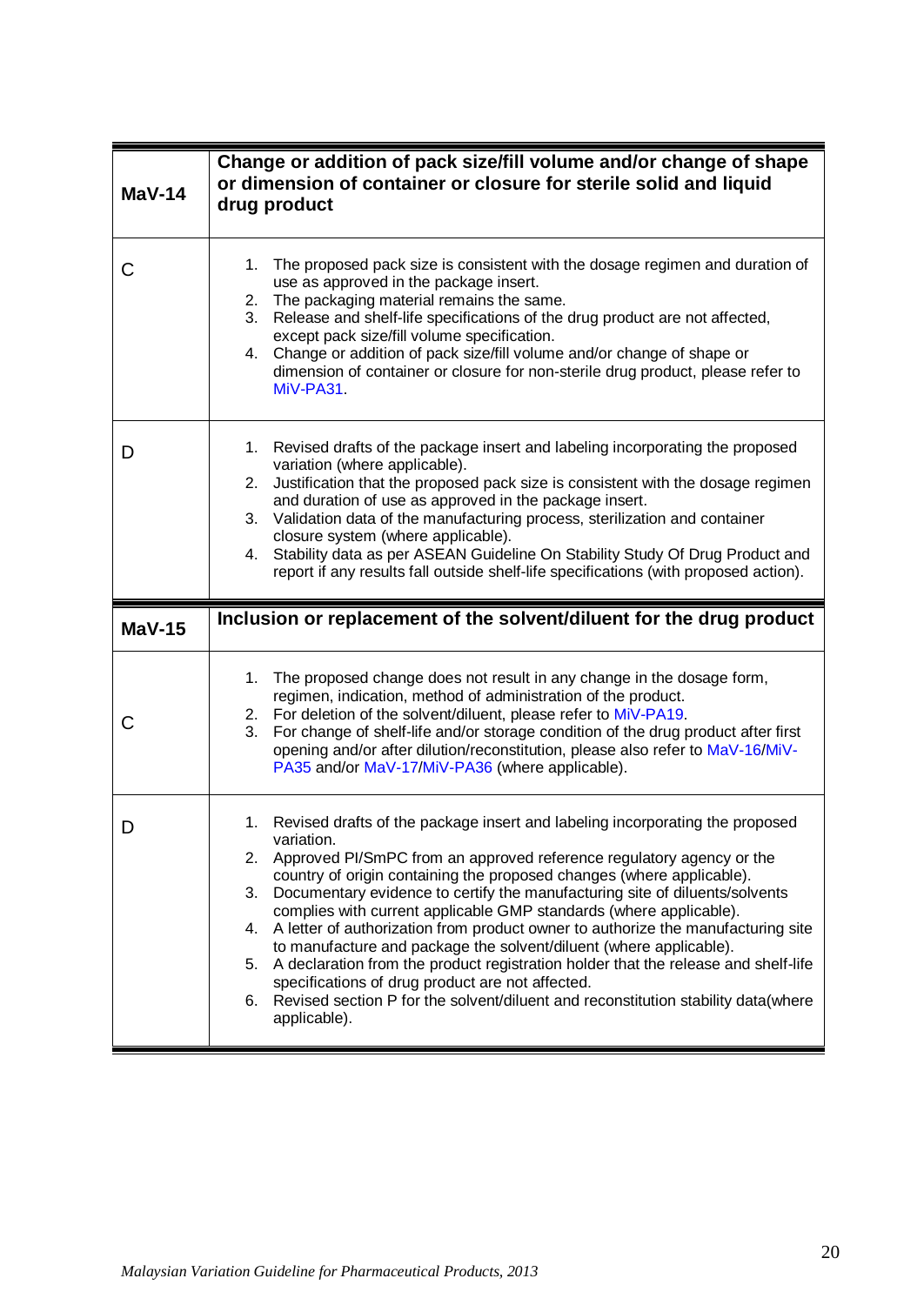| **MaV-14** | **Change or addition of pack size/fill volume and/or change of shape or dimension of container or closure for sterile solid and liquid drug product** |
|---|---|
| C | 1. The proposed pack size is consistent with the dosage regimen and duration of use as approved in the package insert.<br>2. The packaging material remains the same.<br>3. Release and shelf-life specifications of the drug product are not affected, except pack size/fill volume specification.<br>4. Change or addition of pack size/fill volume and/or change of shape or dimension of container or closure for non-sterile drug product, please refer to MiV-PA31. |
| D | 1. Revised drafts of the package insert and labeling incorporating the proposed variation (where applicable).<br>2. Justification that the proposed pack size is consistent with the dosage regimen and duration of use as approved in the package insert.<br>3. Validation data of the manufacturing process, sterilization and container closure system (where applicable).<br>4. Stability data as per ASEAN Guideline On Stability Study Of Drug Product and report if any results fall outside shelf-life specifications (with proposed action). |

| **MaV-15** | **Inclusion or replacement of the solvent/diluent for the drug product** |
|---|---|
| C | 1. The proposed change does not result in any change in the dosage form, regimen, indication, method of administration of the product.<br>2. For deletion of the solvent/diluent, please refer to MiV-PA19.<br>3. For change of shelf-life and/or storage condition of the drug product after first opening and/or after dilution/reconstitution, please also refer to MaV-16/MiV-PA35 and/or MaV-17/MiV-PA36 (where applicable). |
| D | 1. Revised drafts of the package insert and labeling incorporating the proposed variation.<br>2. Approved PI/SmPC from an approved reference regulatory agency or the country of origin containing the proposed changes (where applicable).<br>3. Documentary evidence to certify the manufacturing site of diluents/solvents complies with current applicable GMP standards (where applicable).<br>4. A letter of authorization from product owner to authorize the manufacturing site to manufacture and package the solvent/diluent (where applicable).<br>5. A declaration from the product registration holder that the release and shelf-life specifications of drug product are not affected.<br>6. Revised section P for the solvent/diluent and reconstitution stability data(where applicable). |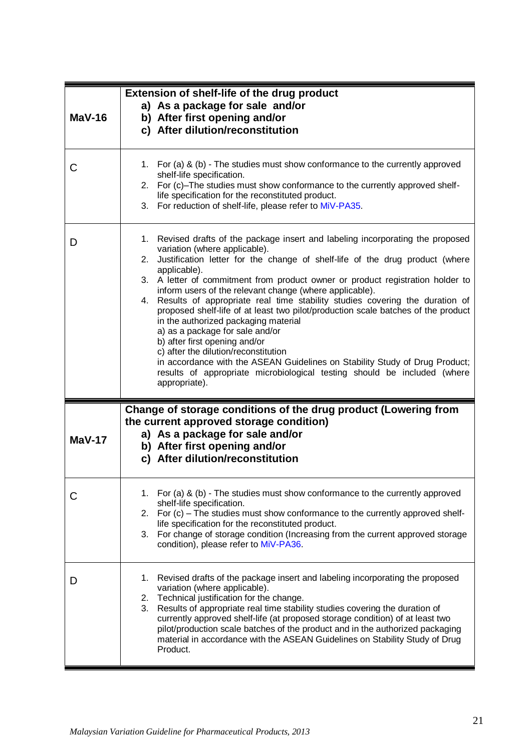| | |
|---|---|
| **MaV-16** | **Extension of shelf-life of the drug product**<br>**a) As a package for sale and/or**<br>**b) After first opening and/or**<br>**c) After dilution/reconstitution** |
| C | 1. For (a) & (b) - The studies must show conformance to the currently approved shelf-life specification.<br>2. For (c)–The studies must show conformance to the currently approved shelf-life specification for the reconstituted product.<br>3. For reduction of shelf-life, please refer to MiV-PA35. |
| D | 1. Revised drafts of the package insert and labeling incorporating the proposed variation (where applicable).<br>2. Justification letter for the change of shelf-life of the drug product (where applicable).<br>3. A letter of commitment from product owner or product registration holder to inform users of the relevant change (where applicable).<br>4. Results of appropriate real time stability studies covering the duration of proposed shelf-life of at least two pilot/production scale batches of the product in the authorized packaging material<br>a) as a package for sale and/or<br>b) after first opening and/or<br>c) after the dilution/reconstitution<br>in accordance with the ASEAN Guidelines on Stability Study of Drug Product; results of appropriate microbiological testing should be included (where appropriate). |
| **MaV-17** | **Change of storage conditions of the drug product (Lowering from the current approved storage condition)**<br>**a) As a package for sale and/or**<br>**b) After first opening and/or**<br>**c) After dilution/reconstitution** |
| C | 1. For (a) & (b) - The studies must show conformance to the currently approved shelf-life specification.<br>2. For (c) – The studies must show conformance to the currently approved shelf-life specification for the reconstituted product.<br>3. For change of storage condition (Increasing from the current approved storage condition), please refer to MiV-PA36. |
| D | 1. Revised drafts of the package insert and labeling incorporating the proposed variation (where applicable).<br>2. Technical justification for the change.<br>3. Results of appropriate real time stability studies covering the duration of currently approved shelf-life (at proposed storage condition) of at least two pilot/production scale batches of the product and in the authorized packaging material in accordance with the ASEAN Guidelines on Stability Study of Drug Product. |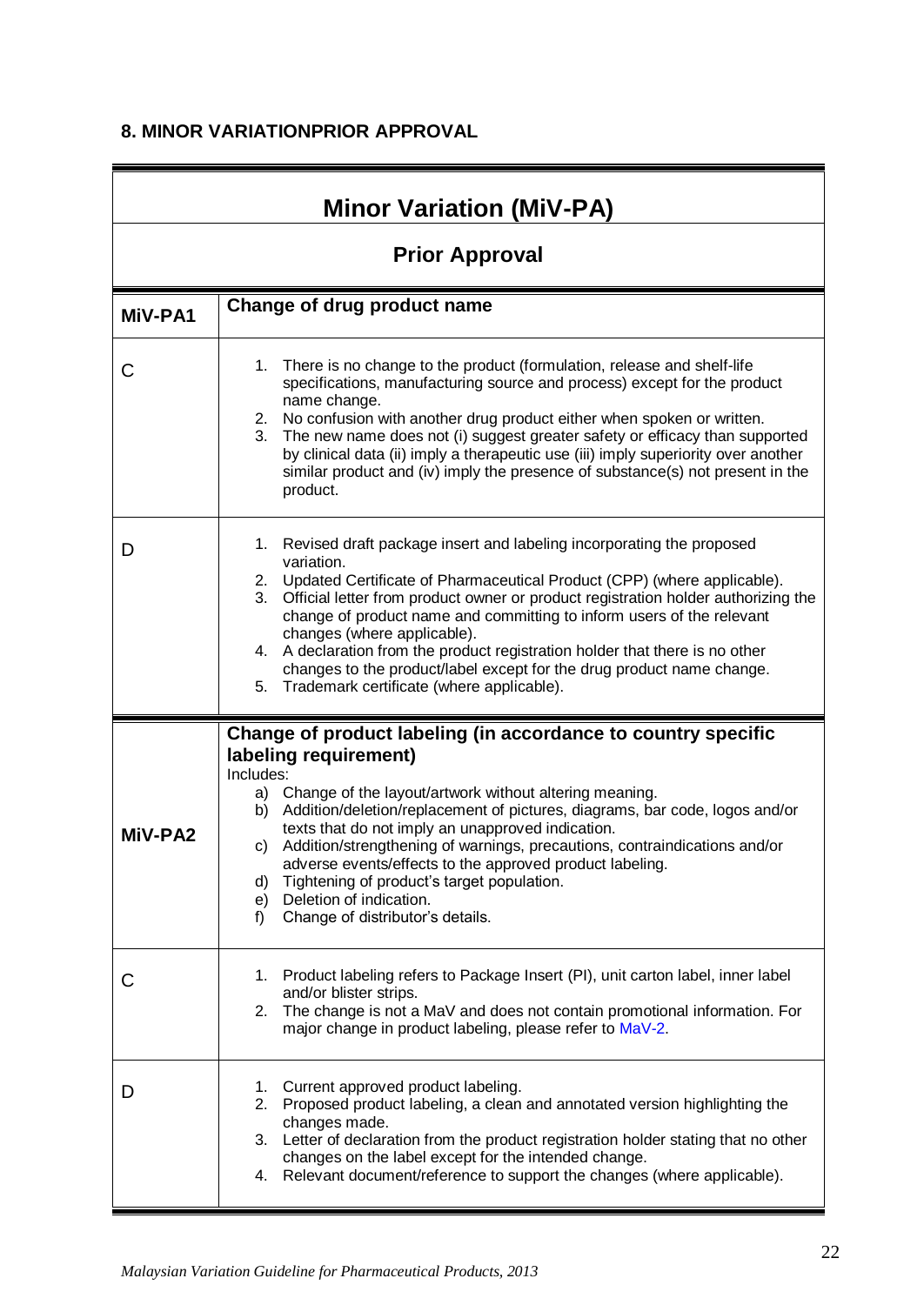## 8. MINOR VARIATIONPRIOR APPROVAL

| Minor Variation (MiV-PA) | |
|---|---|
| **Prior Approval** | |
| **MiV-PA1** | **Change of drug product name** |
| C | 1. There is no change to the product (formulation, release and shelf-life specifications, manufacturing source and process) except for the product name change.<br>2. No confusion with another drug product either when spoken or written.<br>3. The new name does not (i) suggest greater safety or efficacy than supported by clinical data (ii) imply a therapeutic use (iii) imply superiority over another similar product and (iv) imply the presence of substance(s) not present in the product. |
| D | 1. Revised draft package insert and labeling incorporating the proposed variation.<br>2. Updated Certificate of Pharmaceutical Product (CPP) (where applicable).<br>3. Official letter from product owner or product registration holder authorizing the change of product name and committing to inform users of the relevant changes (where applicable).<br>4. A declaration from the product registration holder that there is no other changes to the product/label except for the drug product name change.<br>5. Trademark certificate (where applicable). |
| **MiV-PA2** | **Change of product labeling (in accordance to country specific labeling requirement)**<br>Includes:<br>a) Change of the layout/artwork without altering meaning.<br>b) Addition/deletion/replacement of pictures, diagrams, bar code, logos and/or texts that do not imply an unapproved indication.<br>c) Addition/strengthening of warnings, precautions, contraindications and/or adverse events/effects to the approved product labeling.<br>d) Tightening of product's target population.<br>e) Deletion of indication.<br>f) Change of distributor's details. |
| C | 1. Product labeling refers to Package Insert (PI), unit carton label, inner label and/or blister strips.<br>2. The change is not a MaV and does not contain promotional information. For major change in product labeling, please refer to MaV-2. |
| D | 1. Current approved product labeling.<br>2. Proposed product labeling, a clean and annotated version highlighting the changes made.<br>3. Letter of declaration from the product registration holder stating that no other changes on the label except for the intended change.<br>4. Relevant document/reference to support the changes (where applicable). |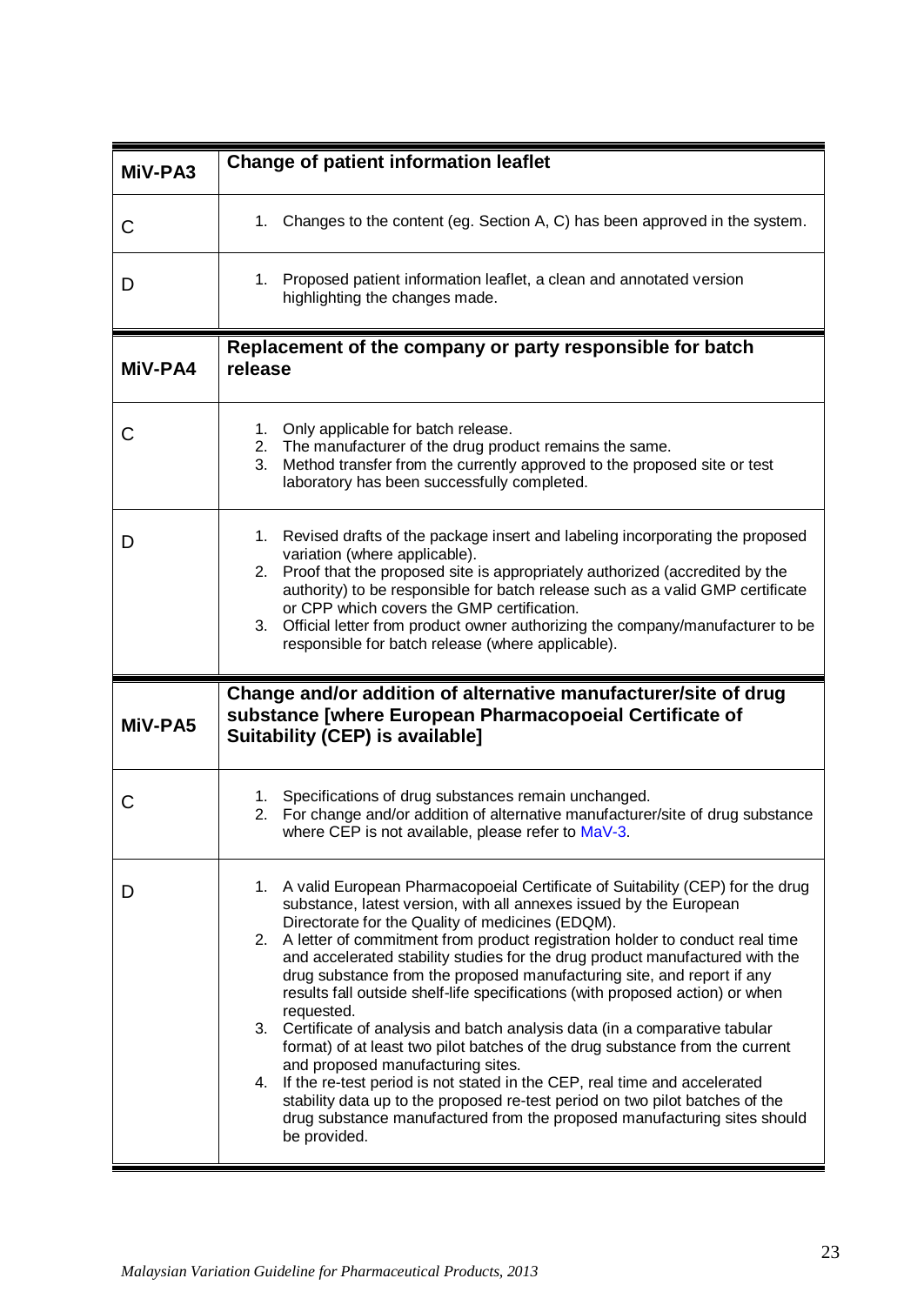| MiV-PA3 | Change of patient information leaflet |
|---|---|
| C | 1. Changes to the content (eg. Section A, C) has been approved in the system. |
| D | 1. Proposed patient information leaflet, a clean and annotated version highlighting the changes made. |

| MiV-PA4 | Replacement of the company or party responsible for batch release |
|---|---|
| C | 1. Only applicable for batch release.<br>2. The manufacturer of the drug product remains the same.<br>3. Method transfer from the currently approved to the proposed site or test laboratory has been successfully completed. |
| D | 1. Revised drafts of the package insert and labeling incorporating the proposed variation (where applicable).<br>2. Proof that the proposed site is appropriately authorized (accredited by the authority) to be responsible for batch release such as a valid GMP certificate or CPP which covers the GMP certification.<br>3. Official letter from product owner authorizing the company/manufacturer to be responsible for batch release (where applicable). |

| MiV-PA5 | Change and/or addition of alternative manufacturer/site of drug substance [where European Pharmacopoeial Certificate of Suitability (CEP) is available] |
|---|---|
| C | 1. Specifications of drug substances remain unchanged.<br>2. For change and/or addition of alternative manufacturer/site of drug substance where CEP is not available, please refer to MaV-3. |
| D | 1. A valid European Pharmacopoeial Certificate of Suitability (CEP) for the drug substance, latest version, with all annexes issued by the European Directorate for the Quality of medicines (EDQM).<br>2. A letter of commitment from product registration holder to conduct real time and accelerated stability studies for the drug product manufactured with the drug substance from the proposed manufacturing site, and report if any results fall outside shelf-life specifications (with proposed action) or when requested.<br>3. Certificate of analysis and batch analysis data (in a comparative tabular format) of at least two pilot batches of the drug substance from the current and proposed manufacturing sites.<br>4. If the re-test period is not stated in the CEP, real time and accelerated stability data up to the proposed re-test period on two pilot batches of the drug substance manufactured from the proposed manufacturing sites should be provided. |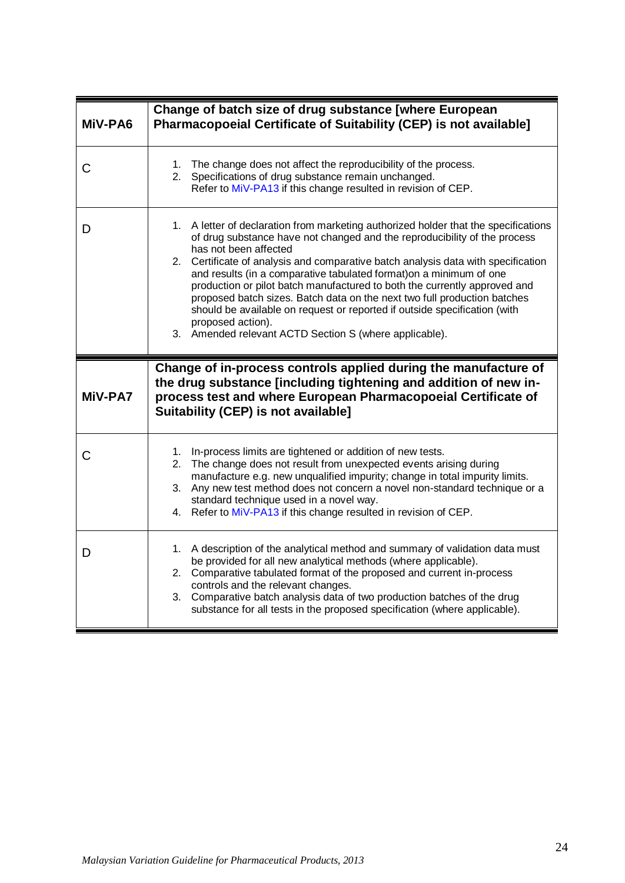| MiV-PA6 | Change of batch size of drug substance [where European Pharmacopoeial Certificate of Suitability (CEP) is not available] |
|---|---|
| C | 1. The change does not affect the reproducibility of the process.<br>2. Specifications of drug substance remain unchanged.<br>Refer to MiV-PA13 if this change resulted in revision of CEP. |
| D | 1. A letter of declaration from marketing authorized holder that the specifications of drug substance have not changed and the reproducibility of the process has not been affected<br>2. Certificate of analysis and comparative batch analysis data with specification and results (in a comparative tabulated format)on a minimum of one production or pilot batch manufactured to both the currently approved and proposed batch sizes. Batch data on the next two full production batches should be available on request or reported if outside specification (with proposed action).<br>3. Amended relevant ACTD Section S (where applicable). |

| MiV-PA7 | Change of in-process controls applied during the manufacture of the drug substance [including tightening and addition of new in-process test and where European Pharmacopoeial Certificate of Suitability (CEP) is not available] |
|---|---|
| C | 1. In-process limits are tightened or addition of new tests.<br>2. The change does not result from unexpected events arising during manufacture e.g. new unqualified impurity; change in total impurity limits.<br>3. Any new test method does not concern a novel non-standard technique or a standard technique used in a novel way.<br>4. Refer to MiV-PA13 if this change resulted in revision of CEP. |
| D | 1. A description of the analytical method and summary of validation data must be provided for all new analytical methods (where applicable).<br>2. Comparative tabulated format of the proposed and current in-process controls and the relevant changes.<br>3. Comparative batch analysis data of two production batches of the drug substance for all tests in the proposed specification (where applicable). |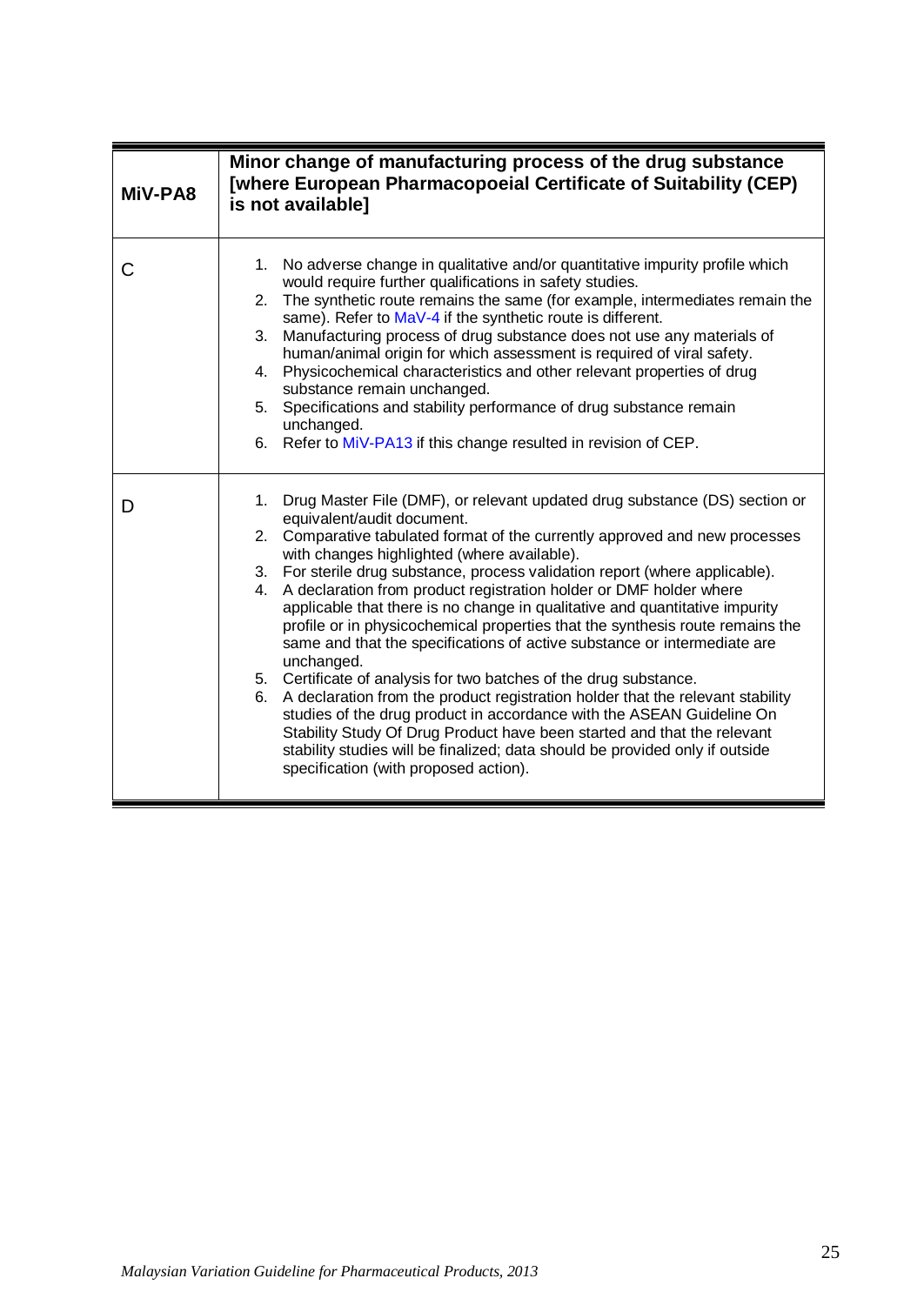| MiV-PA8 | Minor change of manufacturing process of the drug substance [where European Pharmacopoeial Certificate of Suitability (CEP) is not available] |
|---|---|
| C | 1. No adverse change in qualitative and/or quantitative impurity profile which would require further qualifications in safety studies.<br>2. The synthetic route remains the same (for example, intermediates remain the same). Refer to MaV-4 if the synthetic route is different.<br>3. Manufacturing process of drug substance does not use any materials of human/animal origin for which assessment is required of viral safety.<br>4. Physicochemical characteristics and other relevant properties of drug substance remain unchanged.<br>5. Specifications and stability performance of drug substance remain unchanged.<br>6. Refer to MiV-PA13 if this change resulted in revision of CEP. |
| D | 1. Drug Master File (DMF), or relevant updated drug substance (DS) section or equivalent/audit document.<br>2. Comparative tabulated format of the currently approved and new processes with changes highlighted (where available).<br>3. For sterile drug substance, process validation report (where applicable).<br>4. A declaration from product registration holder or DMF holder where applicable that there is no change in qualitative and quantitative impurity profile or in physicochemical properties that the synthesis route remains the same and that the specifications of active substance or intermediate are unchanged.<br>5. Certificate of analysis for two batches of the drug substance.<br>6. A declaration from the product registration holder that the relevant stability studies of the drug product in accordance with the ASEAN Guideline On Stability Study Of Drug Product have been started and that the relevant stability studies will be finalized; data should be provided only if outside specification (with proposed action). |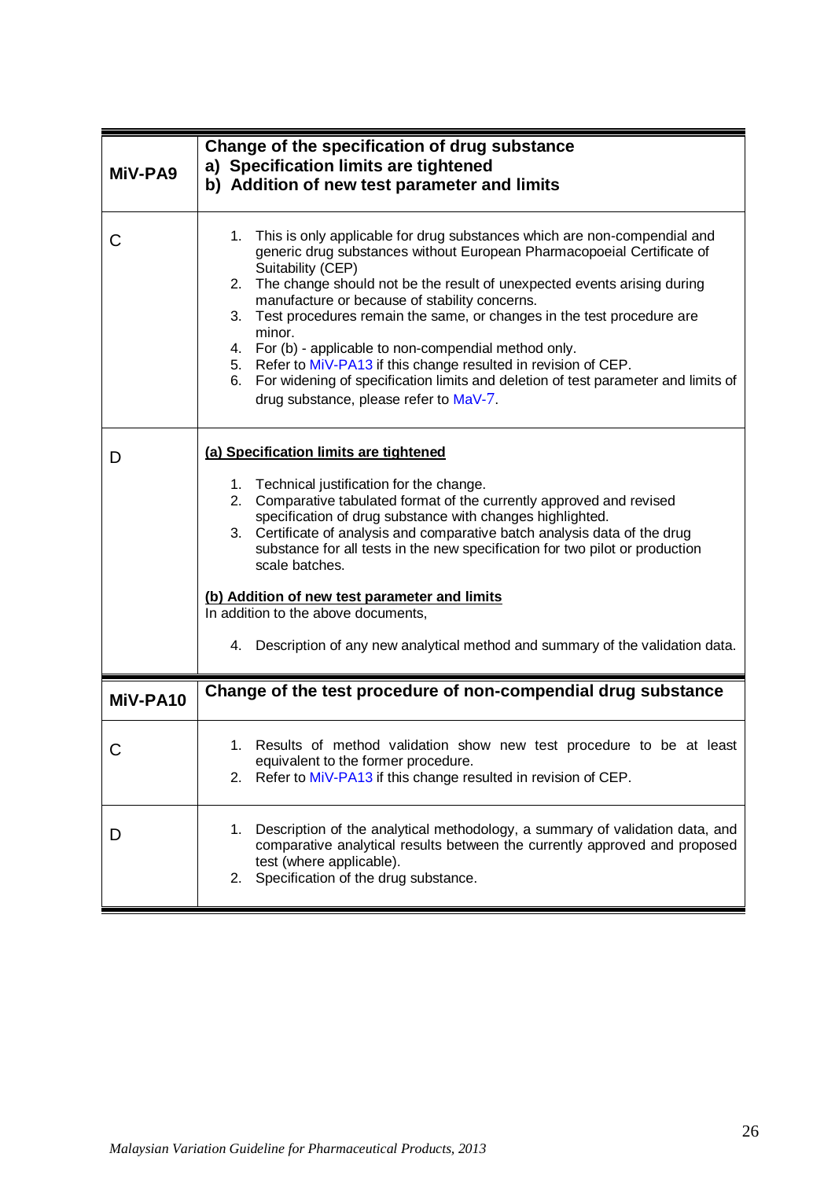| MiV-PA9 | **Change of the specification of drug substance**<br>**a) Specification limits are tightened**<br>**b) Addition of new test parameter and limits** |
|---|---|
| C | 1. This is only applicable for drug substances which are non-compendial and generic drug substances without European Pharmacopoeial Certificate of Suitability (CEP)<br>2. The change should not be the result of unexpected events arising during manufacture or because of stability concerns.<br>3. Test procedures remain the same, or changes in the test procedure are minor.<br>4. For (b) - applicable to non-compendial method only.<br>5. Refer to MiV-PA13 if this change resulted in revision of CEP.<br>6. For widening of specification limits and deletion of test parameter and limits of drug substance, please refer to MaV-7. |
| D | **(a) Specification limits are tightened**<br>1. Technical justification for the change.<br>2. Comparative tabulated format of the currently approved and revised specification of drug substance with changes highlighted.<br>3. Certificate of analysis and comparative batch analysis data of the drug substance for all tests in the new specification for two pilot or production scale batches.<br><br>**(b) Addition of new test parameter and limits**<br>In addition to the above documents,<br>4. Description of any new analytical method and summary of the validation data. |

| MiV-PA10 | **Change of the test procedure of non-compendial drug substance** |
|---|---|
| C | 1. Results of method validation show new test procedure to be at least equivalent to the former procedure.<br>2. Refer to MiV-PA13 if this change resulted in revision of CEP. |
| D | 1. Description of the analytical methodology, a summary of validation data, and comparative analytical results between the currently approved and proposed test (where applicable).<br>2. Specification of the drug substance. |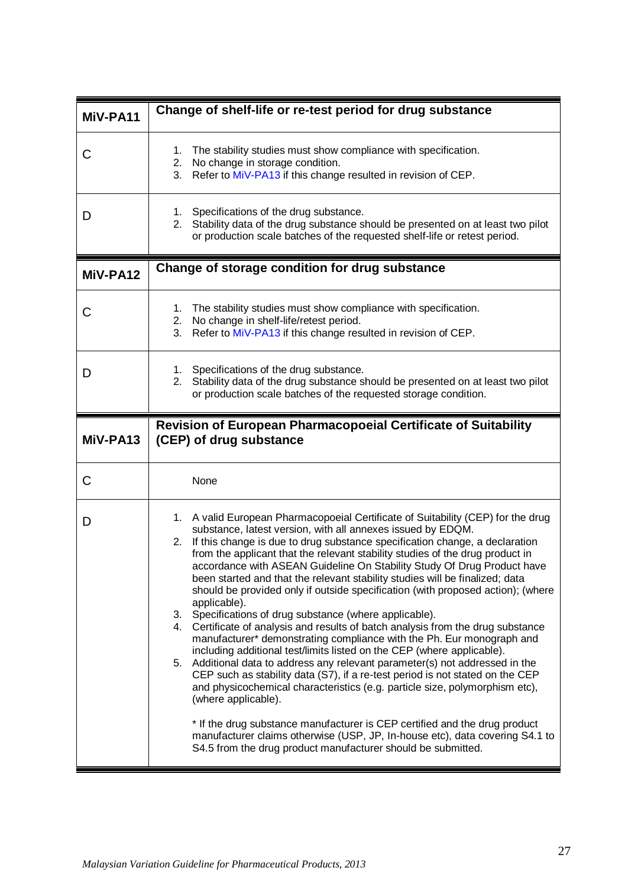| MiV-PA11 | Change of shelf-life or re-test period for drug substance |
|---|---|
| C | 1. The stability studies must show compliance with specification.<br>2. No change in storage condition.<br>3. Refer to MiV-PA13 if this change resulted in revision of CEP. |
| D | 1. Specifications of the drug substance.<br>2. Stability data of the drug substance should be presented on at least two pilot or production scale batches of the requested shelf-life or retest period. |

| MiV-PA12 | Change of storage condition for drug substance |
|---|---|
| C | 1. The stability studies must show compliance with specification.<br>2. No change in shelf-life/retest period.<br>3. Refer to MiV-PA13 if this change resulted in revision of CEP. |
| D | 1. Specifications of the drug substance.<br>2. Stability data of the drug substance should be presented on at least two pilot or production scale batches of the requested storage condition. |

| MiV-PA13 | Revision of European Pharmacopoeial Certificate of Suitability (CEP) of drug substance |
|---|---|
| C | None |
| D | 1. A valid European Pharmacopoeial Certificate of Suitability (CEP) for the drug substance, latest version, with all annexes issued by EDQM.<br>2. If this change is due to drug substance specification change, a declaration from the applicant that the relevant stability studies of the drug product in accordance with ASEAN Guideline On Stability Study Of Drug Product have been started and that the relevant stability studies will be finalized; data should be provided only if outside specification (with proposed action); (where applicable).<br>3. Specifications of drug substance (where applicable).<br>4. Certificate of analysis and results of batch analysis from the drug substance manufacturer* demonstrating compliance with the Ph. Eur monograph and including additional test/limits listed on the CEP (where applicable).<br>5. Additional data to address any relevant parameter(s) not addressed in the CEP such as stability data (S7), if a re-test period is not stated on the CEP and physicochemical characteristics (e.g. particle size, polymorphism etc), (where applicable).<br><br>* If the drug substance manufacturer is CEP certified and the drug product manufacturer claims otherwise (USP, JP, In-house etc), data covering S4.1 to S4.5 from the drug product manufacturer should be submitted. |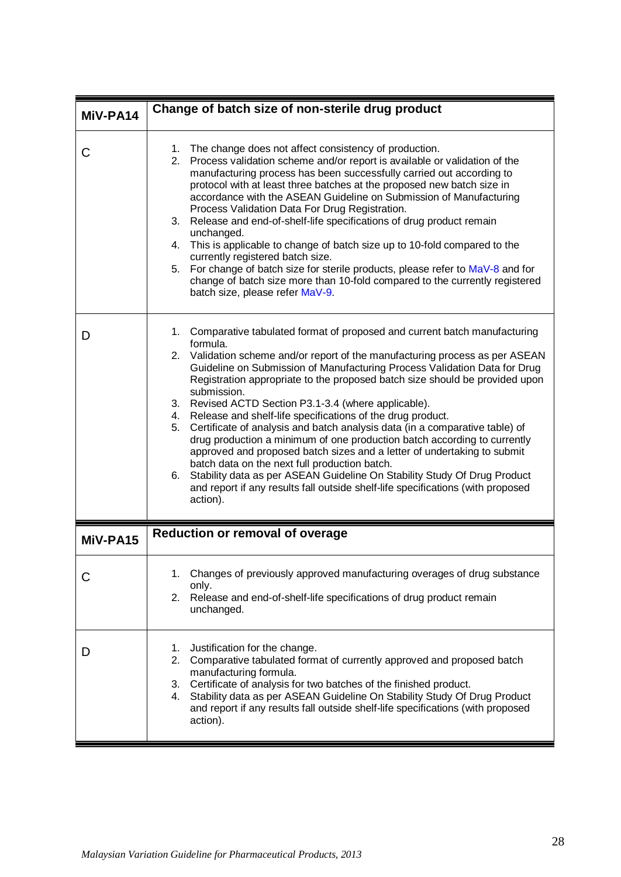| MiV-PA14 | Change of batch size of non-sterile drug product |
|---|---|
| C | 1. The change does not affect consistency of production.<br>2. Process validation scheme and/or report is available or validation of the manufacturing process has been successfully carried out according to protocol with at least three batches at the proposed new batch size in accordance with the ASEAN Guideline on Submission of Manufacturing Process Validation Data For Drug Registration.<br>3. Release and end-of-shelf-life specifications of drug product remain unchanged.<br>4. This is applicable to change of batch size up to 10-fold compared to the currently registered batch size.<br>5. For change of batch size for sterile products, please refer to MaV-8 and for change of batch size more than 10-fold compared to the currently registered batch size, please refer MaV-9. |
| D | 1. Comparative tabulated format of proposed and current batch manufacturing formula.<br>2. Validation scheme and/or report of the manufacturing process as per ASEAN Guideline on Submission of Manufacturing Process Validation Data for Drug Registration appropriate to the proposed batch size should be provided upon submission.<br>3. Revised ACTD Section P3.1-3.4 (where applicable).<br>4. Release and shelf-life specifications of the drug product.<br>5. Certificate of analysis and batch analysis data (in a comparative table) of drug production a minimum of one production batch according to currently approved and proposed batch sizes and a letter of undertaking to submit batch data on the next full production batch.<br>6. Stability data as per ASEAN Guideline On Stability Study Of Drug Product and report if any results fall outside shelf-life specifications (with proposed action). |

| MiV-PA15 | Reduction or removal of overage |
|---|---|
| C | 1. Changes of previously approved manufacturing overages of drug substance only.<br>2. Release and end-of-shelf-life specifications of drug product remain unchanged. |
| D | 1. Justification for the change.<br>2. Comparative tabulated format of currently approved and proposed batch manufacturing formula.<br>3. Certificate of analysis for two batches of the finished product.<br>4. Stability data as per ASEAN Guideline On Stability Study Of Drug Product and report if any results fall outside shelf-life specifications (with proposed action). |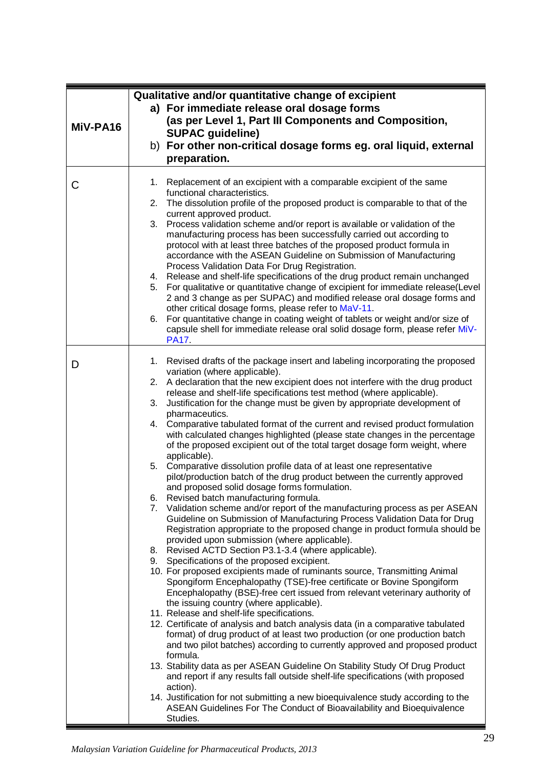| MiV-PA16 | **Qualitative and/or quantitative change of excipient**<br>**a) For immediate release oral dosage forms (as per Level 1, Part III Components and Composition, SUPAC guideline)**<br>**b) For other non-critical dosage forms eg. oral liquid, external preparation.** |
|---|---|
| C | 1. Replacement of an excipient with a comparable excipient of the same functional characteristics.<br>2. The dissolution profile of the proposed product is comparable to that of the current approved product.<br>3. Process validation scheme and/or report is available or validation of the manufacturing process has been successfully carried out according to protocol with at least three batches of the proposed product formula in accordance with the ASEAN Guideline on Submission of Manufacturing Process Validation Data For Drug Registration.<br>4. Release and shelf-life specifications of the drug product remain unchanged<br>5. For qualitative or quantitative change of excipient for immediate release(Level 2 and 3 change as per SUPAC) and modified release oral dosage forms and other critical dosage forms, please refer to MaV-11.<br>6. For quantitative change in coating weight of tablets or weight and/or size of capsule shell for immediate release oral solid dosage form, please refer MiV-PA17. |
| D | 1. Revised drafts of the package insert and labeling incorporating the proposed variation (where applicable).<br>2. A declaration that the new excipient does not interfere with the drug product release and shelf-life specifications test method (where applicable).<br>3. Justification for the change must be given by appropriate development of pharmaceutics.<br>4. Comparative tabulated format of the current and revised product formulation with calculated changes highlighted (please state changes in the percentage of the proposed excipient out of the total target dosage form weight, where applicable).<br>5. Comparative dissolution profile data of at least one representative pilot/production batch of the drug product between the currently approved and proposed solid dosage forms formulation.<br>6. Revised batch manufacturing formula.<br>7. Validation scheme and/or report of the manufacturing process as per ASEAN Guideline on Submission of Manufacturing Process Validation Data for Drug Registration appropriate to the proposed change in product formula should be provided upon submission (where applicable).<br>8. Revised ACTD Section P3.1-3.4 (where applicable).<br>9. Specifications of the proposed excipient.<br>10. For proposed excipients made of ruminants source, Transmitting Animal Spongiform Encephalopathy (TSE)-free certificate or Bovine Spongiform Encephalopathy (BSE)-free cert issued from relevant veterinary authority of the issuing country (where applicable).<br>11. Release and shelf-life specifications.<br>12. Certificate of analysis and batch analysis data (in a comparative tabulated format) of drug product of at least two production (or one production batch and two pilot batches) according to currently approved and proposed product formula.<br>13. Stability data as per ASEAN Guideline On Stability Study Of Drug Product and report if any results fall outside shelf-life specifications (with proposed action).<br>14. Justification for not submitting a new bioequivalence study according to the ASEAN Guidelines For The Conduct of Bioavailability and Bioequivalence Studies. |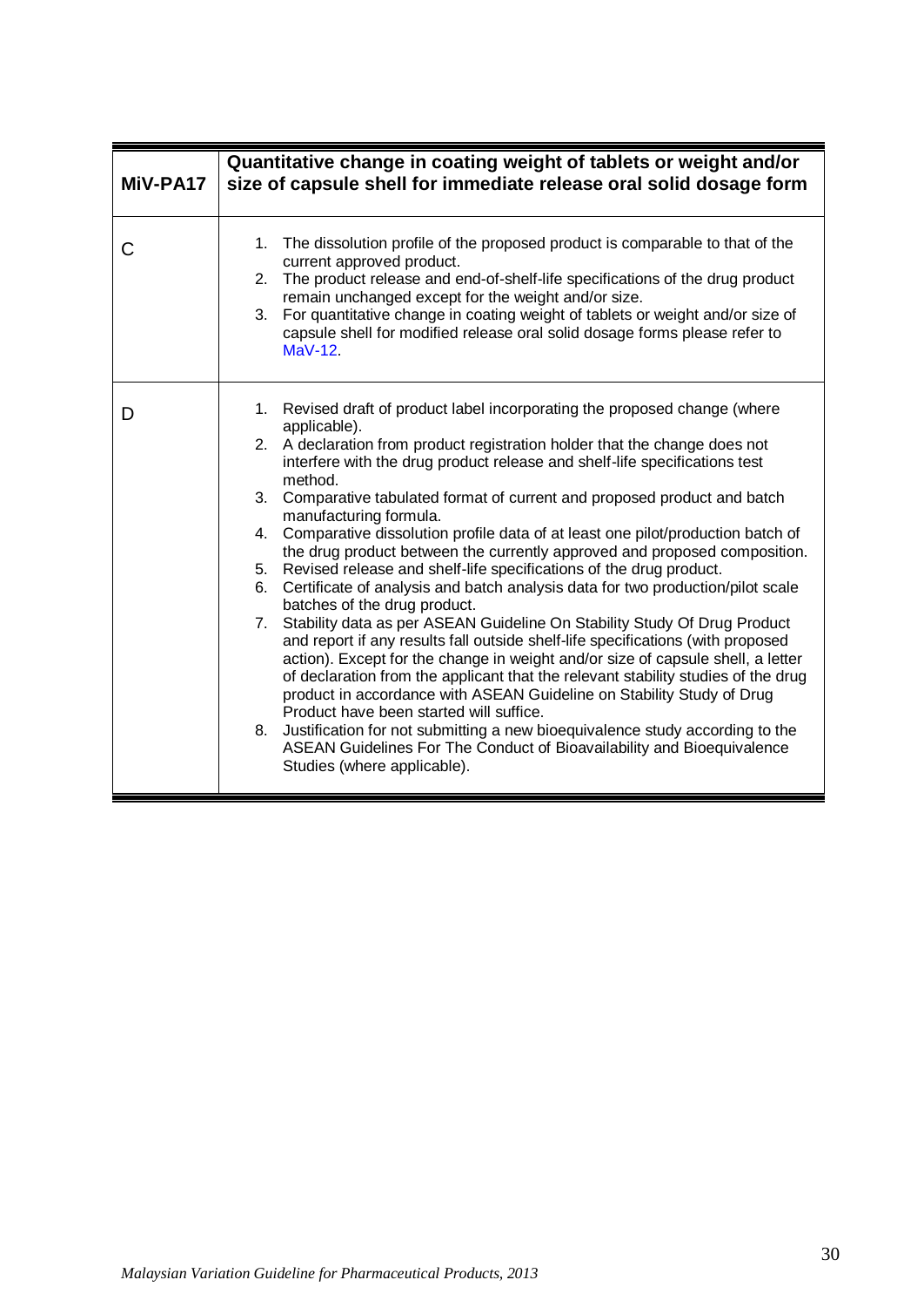| MiV-PA17 | Quantitative change in coating weight of tablets or weight and/or size of capsule shell for immediate release oral solid dosage form |
|---|---|
| C | 1. The dissolution profile of the proposed product is comparable to that of the current approved product.<br>2. The product release and end-of-shelf-life specifications of the drug product remain unchanged except for the weight and/or size.<br>3. For quantitative change in coating weight of tablets or weight and/or size of capsule shell for modified release oral solid dosage forms please refer to MaV-12. |
| D | 1. Revised draft of product label incorporating the proposed change (where applicable).<br>2. A declaration from product registration holder that the change does not interfere with the drug product release and shelf-life specifications test method.<br>3. Comparative tabulated format of current and proposed product and batch manufacturing formula.<br>4. Comparative dissolution profile data of at least one pilot/production batch of the drug product between the currently approved and proposed composition.<br>5. Revised release and shelf-life specifications of the drug product.<br>6. Certificate of analysis and batch analysis data for two production/pilot scale batches of the drug product.<br>7. Stability data as per ASEAN Guideline On Stability Study Of Drug Product and report if any results fall outside shelf-life specifications (with proposed action). Except for the change in weight and/or size of capsule shell, a letter of declaration from the applicant that the relevant stability studies of the drug product in accordance with ASEAN Guideline on Stability Study of Drug Product have been started will suffice.<br>8. Justification for not submitting a new bioequivalence study according to the ASEAN Guidelines For The Conduct of Bioavailability and Bioequivalence Studies (where applicable). |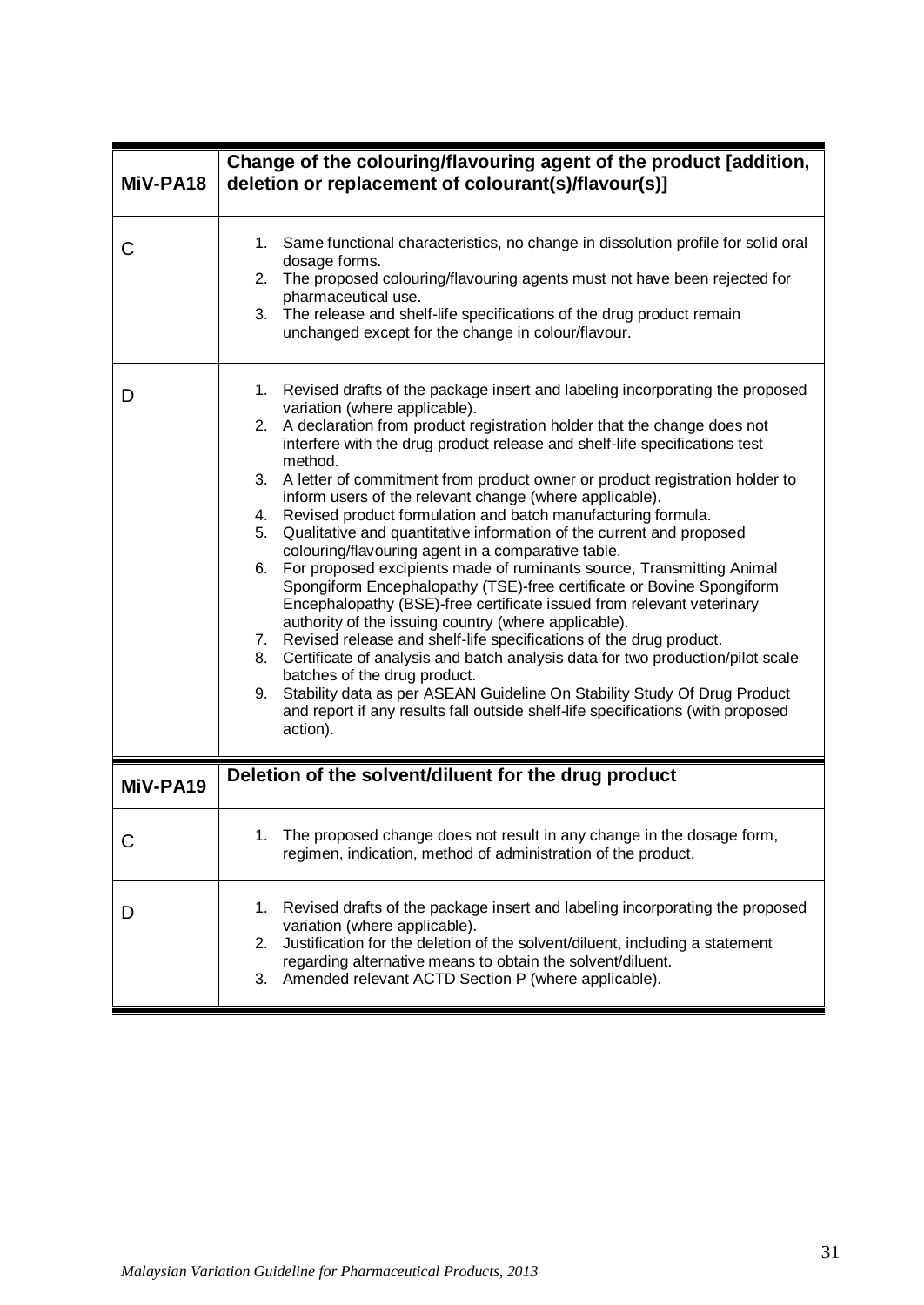| MiV-PA18 | Change of the colouring/flavouring agent of the product [addition, deletion or replacement of colourant(s)/flavour(s)] |
|---|---|
| C | 1. Same functional characteristics, no change in dissolution profile for solid oral dosage forms.<br>2. The proposed colouring/flavouring agents must not have been rejected for pharmaceutical use.<br>3. The release and shelf-life specifications of the drug product remain unchanged except for the change in colour/flavour. |
| D | 1. Revised drafts of the package insert and labeling incorporating the proposed variation (where applicable).<br>2. A declaration from product registration holder that the change does not interfere with the drug product release and shelf-life specifications test method.<br>3. A letter of commitment from product owner or product registration holder to inform users of the relevant change (where applicable).<br>4. Revised product formulation and batch manufacturing formula.<br>5. Qualitative and quantitative information of the current and proposed colouring/flavouring agent in a comparative table.<br>6. For proposed excipients made of ruminants source, Transmitting Animal Spongiform Encephalopathy (TSE)-free certificate or Bovine Spongiform Encephalopathy (BSE)-free certificate issued from relevant veterinary authority of the issuing country (where applicable).<br>7. Revised release and shelf-life specifications of the drug product.<br>8. Certificate of analysis and batch analysis data for two production/pilot scale batches of the drug product.<br>9. Stability data as per ASEAN Guideline On Stability Study Of Drug Product and report if any results fall outside shelf-life specifications (with proposed action). |

| MiV-PA19 | Deletion of the solvent/diluent for the drug product |
|---|---|
| C | 1. The proposed change does not result in any change in the dosage form, regimen, indication, method of administration of the product. |
| D | 1. Revised drafts of the package insert and labeling incorporating the proposed variation (where applicable).<br>2. Justification for the deletion of the solvent/diluent, including a statement regarding alternative means to obtain the solvent/diluent.<br>3. Amended relevant ACTD Section P (where applicable). |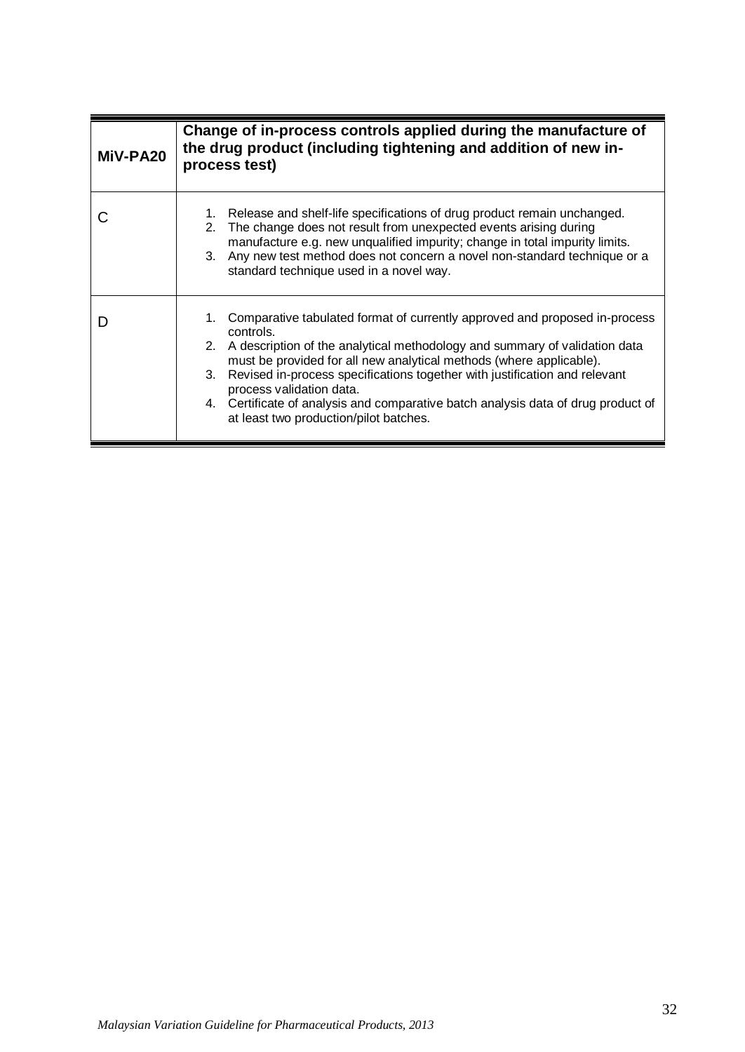| MiV-PA20 | Change of in-process controls applied during the manufacture of the drug product (including tightening and addition of new in-process test) |
|---|---|
| C | 1. Release and shelf-life specifications of drug product remain unchanged.<br>2. The change does not result from unexpected events arising during manufacture e.g. new unqualified impurity; change in total impurity limits.<br>3. Any new test method does not concern a novel non-standard technique or a standard technique used in a novel way. |
| D | 1. Comparative tabulated format of currently approved and proposed in-process controls.<br>2. A description of the analytical methodology and summary of validation data must be provided for all new analytical methods (where applicable).<br>3. Revised in-process specifications together with justification and relevant process validation data.<br>4. Certificate of analysis and comparative batch analysis data of drug product of at least two production/pilot batches. |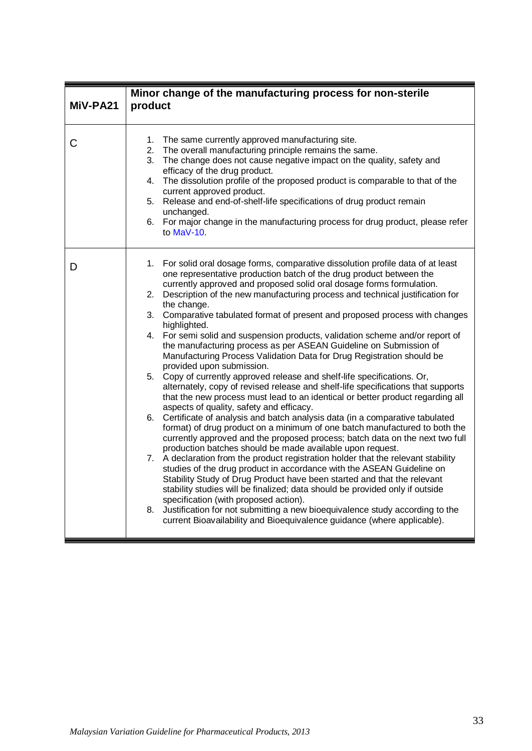| MiV-PA21 | Minor change of the manufacturing process for non-sterile product |
|---|---|
| C | 1. The same currently approved manufacturing site.<br>2. The overall manufacturing principle remains the same.<br>3. The change does not cause negative impact on the quality, safety and efficacy of the drug product.<br>4. The dissolution profile of the proposed product is comparable to that of the current approved product.<br>5. Release and end-of-shelf-life specifications of drug product remain unchanged.<br>6. For major change in the manufacturing process for drug product, please refer to MaV-10. |
| D | 1. For solid oral dosage forms, comparative dissolution profile data of at least one representative production batch of the drug product between the currently approved and proposed solid oral dosage forms formulation.<br>2. Description of the new manufacturing process and technical justification for the change.<br>3. Comparative tabulated format of present and proposed process with changes highlighted.<br>4. For semi solid and suspension products, validation scheme and/or report of the manufacturing process as per ASEAN Guideline on Submission of Manufacturing Process Validation Data for Drug Registration should be provided upon submission.<br>5. Copy of currently approved release and shelf-life specifications. Or, alternately, copy of revised release and shelf-life specifications that supports that the new process must lead to an identical or better product regarding all aspects of quality, safety and efficacy.<br>6. Certificate of analysis and batch analysis data (in a comparative tabulated format) of drug product on a minimum of one batch manufactured to both the currently approved and the proposed process; batch data on the next two full production batches should be made available upon request.<br>7. A declaration from the product registration holder that the relevant stability studies of the drug product in accordance with the ASEAN Guideline on Stability Study of Drug Product have been started and that the relevant stability studies will be finalized; data should be provided only if outside specification (with proposed action).<br>8. Justification for not submitting a new bioequivalence study according to the current Bioavailability and Bioequivalence guidance (where applicable). |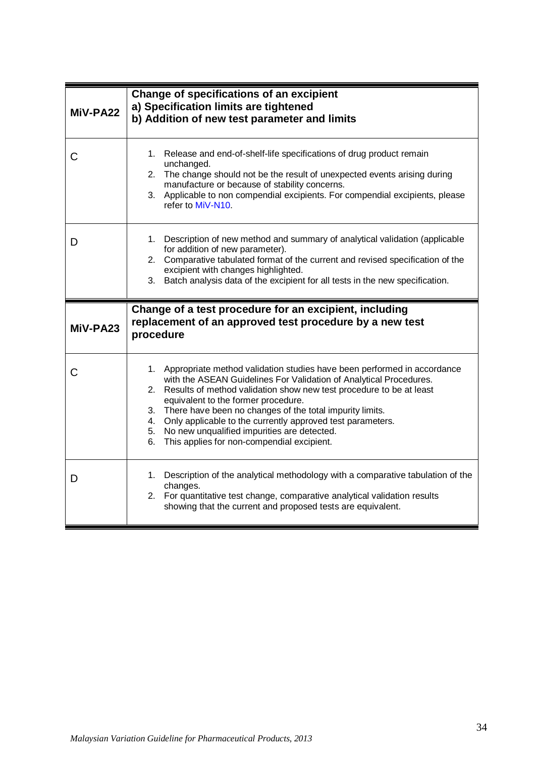| MiV-PA22 | **Change of specifications of an excipient**<br>**a) Specification limits are tightened**<br>**b) Addition of new test parameter and limits** |
|---|---|
| C | 1. Release and end-of-shelf-life specifications of drug product remain unchanged.<br>2. The change should not be the result of unexpected events arising during manufacture or because of stability concerns.<br>3. Applicable to non compendial excipients. For compendial excipients, please refer to MiV-N10. |
| D | 1. Description of new method and summary of analytical validation (applicable for addition of new parameter).<br>2. Comparative tabulated format of the current and revised specification of the excipient with changes highlighted.<br>3. Batch analysis data of the excipient for all tests in the new specification. |

| MiV-PA23 | **Change of a test procedure for an excipient, including replacement of an approved test procedure by a new test procedure** |
|---|---|
| C | 1. Appropriate method validation studies have been performed in accordance with the ASEAN Guidelines For Validation of Analytical Procedures.<br>2. Results of method validation show new test procedure to be at least equivalent to the former procedure.<br>3. There have been no changes of the total impurity limits.<br>4. Only applicable to the currently approved test parameters.<br>5. No new unqualified impurities are detected.<br>6. This applies for non-compendial excipient. |
| D | 1. Description of the analytical methodology with a comparative tabulation of the changes.<br>2. For quantitative test change, comparative analytical validation results showing that the current and proposed tests are equivalent. |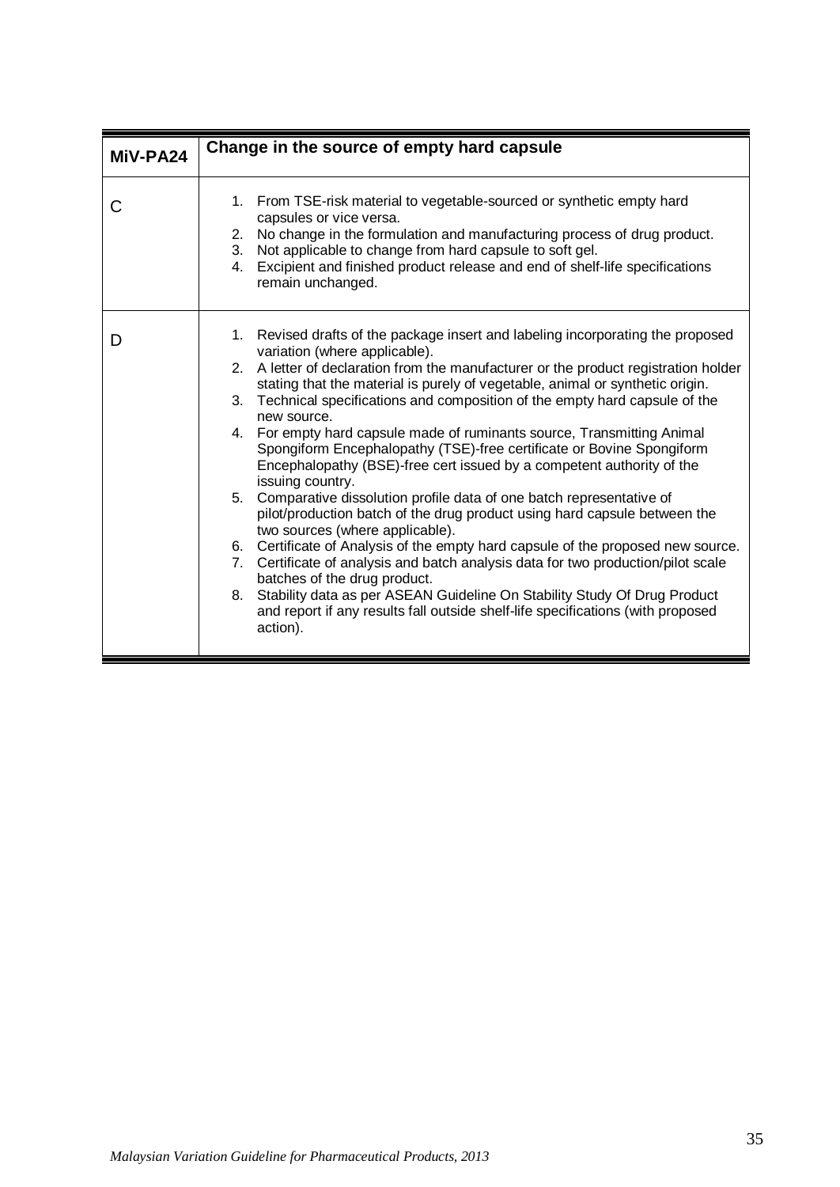| MiV-PA24 | Change in the source of empty hard capsule |
|---|---|
| C | 1. From TSE-risk material to vegetable-sourced or synthetic empty hard capsules or vice versa.<br>2. No change in the formulation and manufacturing process of drug product.<br>3. Not applicable to change from hard capsule to soft gel.<br>4. Excipient and finished product release and end of shelf-life specifications remain unchanged. |
| D | 1. Revised drafts of the package insert and labeling incorporating the proposed variation (where applicable).<br>2. A letter of declaration from the manufacturer or the product registration holder stating that the material is purely of vegetable, animal or synthetic origin.<br>3. Technical specifications and composition of the empty hard capsule of the new source.<br>4. For empty hard capsule made of ruminants source, Transmitting Animal Spongiform Encephalopathy (TSE)-free certificate or Bovine Spongiform Encephalopathy (BSE)-free cert issued by a competent authority of the issuing country.<br>5. Comparative dissolution profile data of one batch representative of pilot/production batch of the drug product using hard capsule between the two sources (where applicable).<br>6. Certificate of Analysis of the empty hard capsule of the proposed new source.<br>7. Certificate of analysis and batch analysis data for two production/pilot scale batches of the drug product.<br>8. Stability data as per ASEAN Guideline On Stability Study Of Drug Product and report if any results fall outside shelf-life specifications (with proposed action). |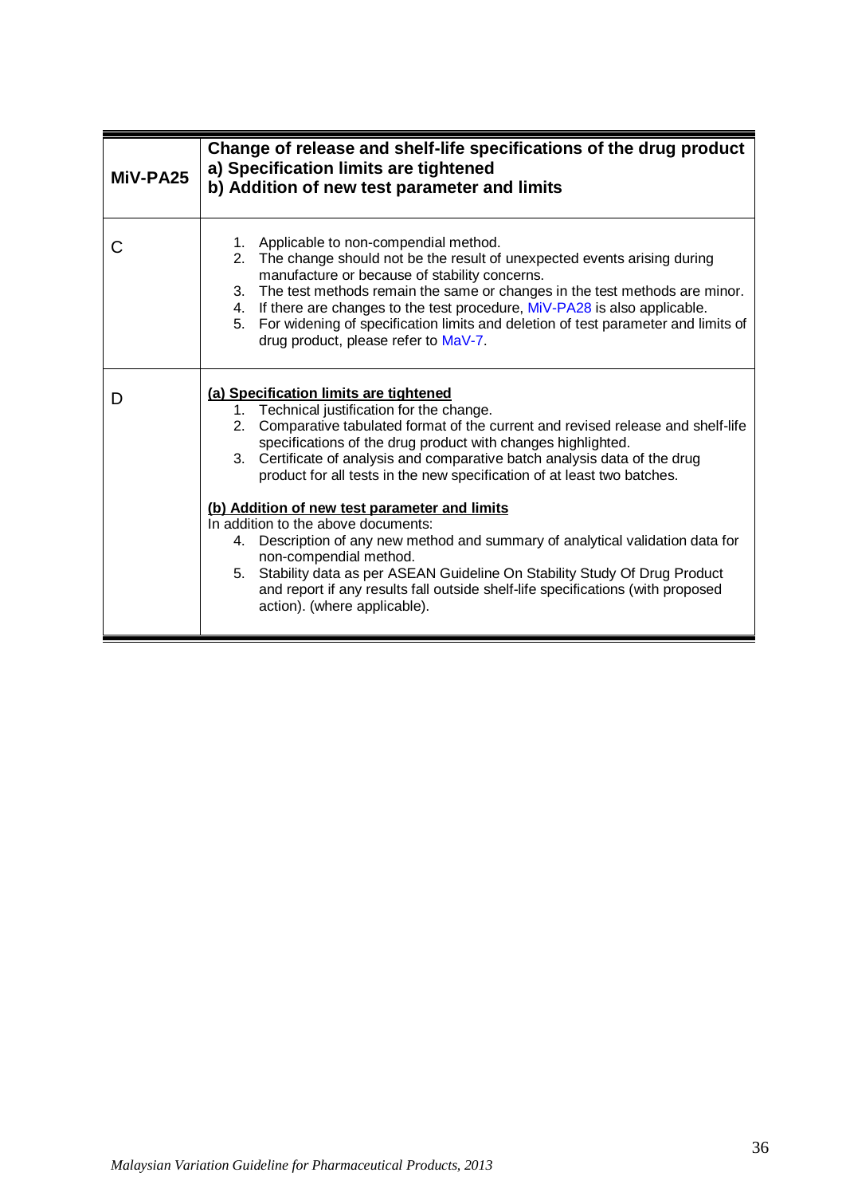| MiV-PA25 | Change of release and shelf-life specifications of the drug product<br>a) Specification limits are tightened<br>b) Addition of new test parameter and limits |
|---|---|
| C | 1. Applicable to non-compendial method.<br>2. The change should not be the result of unexpected events arising during manufacture or because of stability concerns.<br>3. The test methods remain the same or changes in the test methods are minor.<br>4. If there are changes to the test procedure, MiV-PA28 is also applicable.<br>5. For widening of specification limits and deletion of test parameter and limits of drug product, please refer to MaV-7. |
| D | **(a) Specification limits are tightened**<br>1. Technical justification for the change.<br>2. Comparative tabulated format of the current and revised release and shelf-life specifications of the drug product with changes highlighted.<br>3. Certificate of analysis and comparative batch analysis data of the drug product for all tests in the new specification of at least two batches.<br><br>**(b) Addition of new test parameter and limits**<br>In addition to the above documents:<br>4. Description of any new method and summary of analytical validation data for non-compendial method.<br>5. Stability data as per ASEAN Guideline On Stability Study Of Drug Product and report if any results fall outside shelf-life specifications (with proposed action). (where applicable). |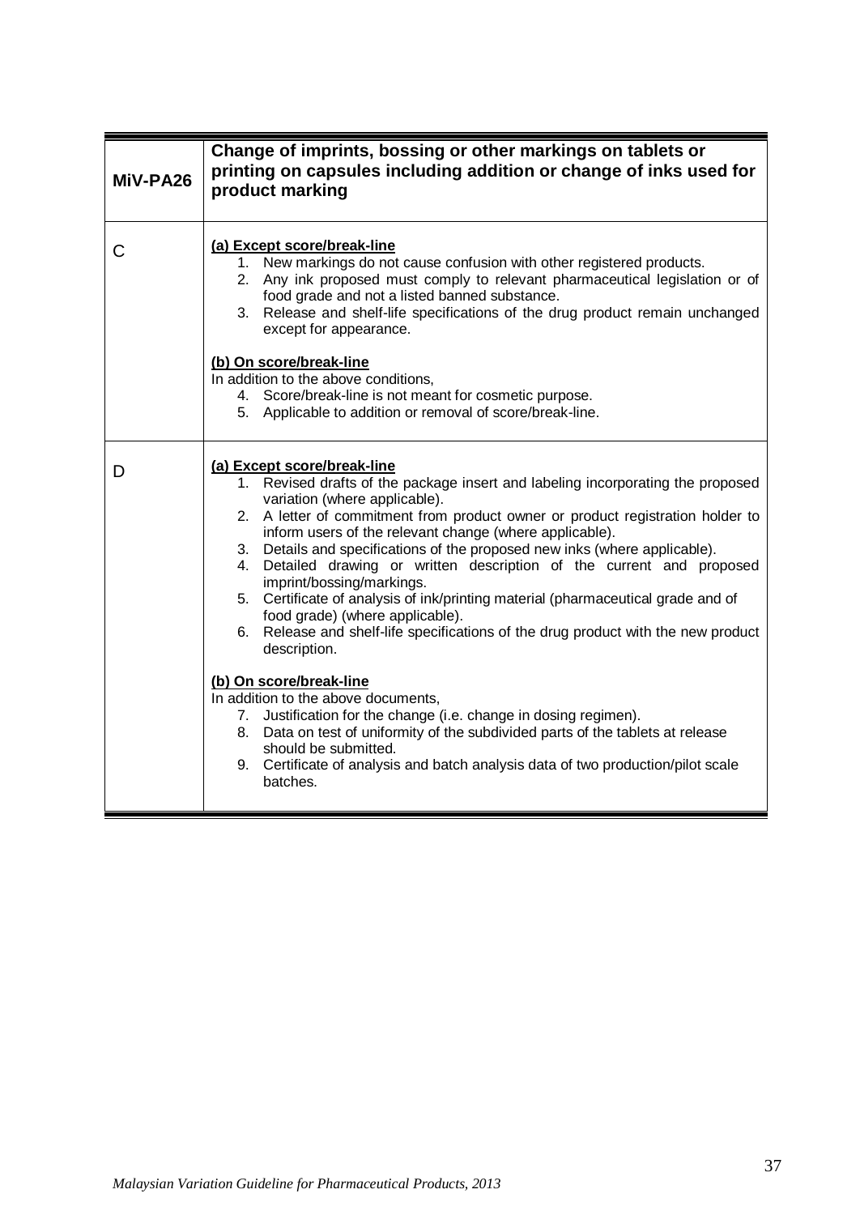| MiV-PA26 | Change of imprints, bossing or other markings on tablets or printing on capsules including addition or change of inks used for product marking |
|---|---|
| C | **(a) Except score/break-line**<br>1. New markings do not cause confusion with other registered products.<br>2. Any ink proposed must comply to relevant pharmaceutical legislation or of food grade and not a listed banned substance.<br>3. Release and shelf-life specifications of the drug product remain unchanged except for appearance.<br><br>**(b) On score/break-line**<br>In addition to the above conditions,<br>4. Score/break-line is not meant for cosmetic purpose.<br>5. Applicable to addition or removal of score/break-line. |
| D | **(a) Except score/break-line**<br>1. Revised drafts of the package insert and labeling incorporating the proposed variation (where applicable).<br>2. A letter of commitment from product owner or product registration holder to inform users of the relevant change (where applicable).<br>3. Details and specifications of the proposed new inks (where applicable).<br>4. Detailed drawing or written description of the current and proposed imprint/bossing/markings.<br>5. Certificate of analysis of ink/printing material (pharmaceutical grade and of food grade) (where applicable).<br>6. Release and shelf-life specifications of the drug product with the new product description.<br><br>**(b) On score/break-line**<br>In addition to the above documents,<br>7. Justification for the change (i.e. change in dosing regimen).<br>8. Data on test of uniformity of the subdivided parts of the tablets at release should be submitted.<br>9. Certificate of analysis and batch analysis data of two production/pilot scale batches. |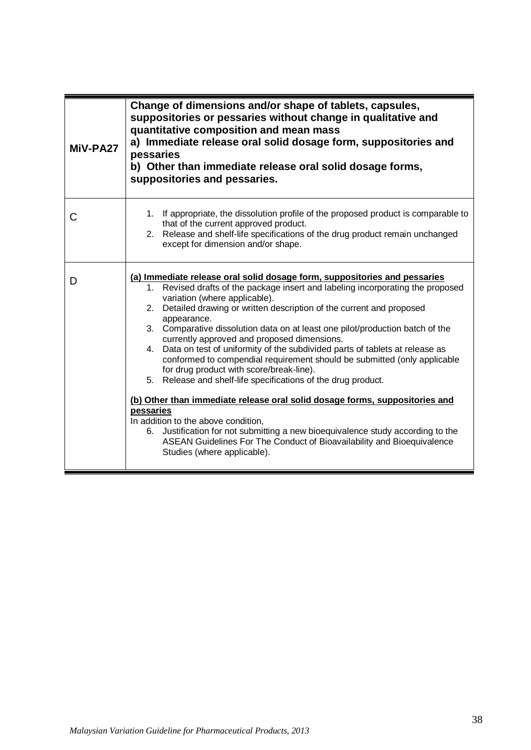| MiV-PA27 | **Change of dimensions and/or shape of tablets, capsules, suppositories or pessaries without change in qualitative and quantitative composition and mean mass**<br>**a) Immediate release oral solid dosage form, suppositories and pessaries**<br>**b) Other than immediate release oral solid dosage forms, suppositories and pessaries.** |
|---|---|
| C | 1. If appropriate, the dissolution profile of the proposed product is comparable to that of the current approved product.<br>2. Release and shelf-life specifications of the drug product remain unchanged except for dimension and/or shape. |
| D | **(a) Immediate release oral solid dosage form, suppositories and pessaries**<br>1. Revised drafts of the package insert and labeling incorporating the proposed variation (where applicable).<br>2. Detailed drawing or written description of the current and proposed appearance.<br>3. Comparative dissolution data on at least one pilot/production batch of the currently approved and proposed dimensions.<br>4. Data on test of uniformity of the subdivided parts of tablets at release as conformed to compendial requirement should be submitted (only applicable for drug product with score/break-line).<br>5. Release and shelf-life specifications of the drug product.<br><br>**(b) Other than immediate release oral solid dosage forms, suppositories and pessaries**<br>In addition to the above condition,<br>6. Justification for not submitting a new bioequivalence study according to the ASEAN Guidelines For The Conduct of Bioavailability and Bioequivalence Studies (where applicable). |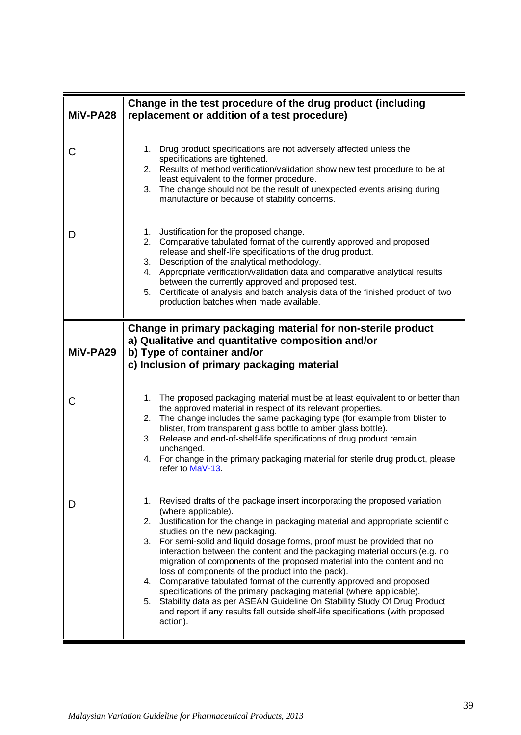| MiV-PA28 | Change in the test procedure of the drug product (including replacement or addition of a test procedure) |
|---|---|
| C | 1. Drug product specifications are not adversely affected unless the specifications are tightened.<br>2. Results of method verification/validation show new test procedure to be at least equivalent to the former procedure.<br>3. The change should not be the result of unexpected events arising during manufacture or because of stability concerns. |
| D | 1. Justification for the proposed change.<br>2. Comparative tabulated format of the currently approved and proposed release and shelf-life specifications of the drug product.<br>3. Description of the analytical methodology.<br>4. Appropriate verification/validation data and comparative analytical results between the currently approved and proposed test.<br>5. Certificate of analysis and batch analysis data of the finished product of two production batches when made available. |

| MiV-PA29 | Change in primary packaging material for non-sterile product<br>a) Qualitative and quantitative composition and/or<br>b) Type of container and/or<br>c) Inclusion of primary packaging material |
|---|---|
| C | 1. The proposed packaging material must be at least equivalent to or better than the approved material in respect of its relevant properties.<br>2. The change includes the same packaging type (for example from blister to blister, from transparent glass bottle to amber glass bottle).<br>3. Release and end-of-shelf-life specifications of drug product remain unchanged.<br>4. For change in the primary packaging material for sterile drug product, please refer to MaV-13. |
| D | 1. Revised drafts of the package insert incorporating the proposed variation (where applicable).<br>2. Justification for the change in packaging material and appropriate scientific studies on the new packaging.<br>3. For semi-solid and liquid dosage forms, proof must be provided that no interaction between the content and the packaging material occurs (e.g. no migration of components of the proposed material into the content and no loss of components of the product into the pack).<br>4. Comparative tabulated format of the currently approved and proposed specifications of the primary packaging material (where applicable).<br>5. Stability data as per ASEAN Guideline On Stability Study Of Drug Product and report if any results fall outside shelf-life specifications (with proposed action). |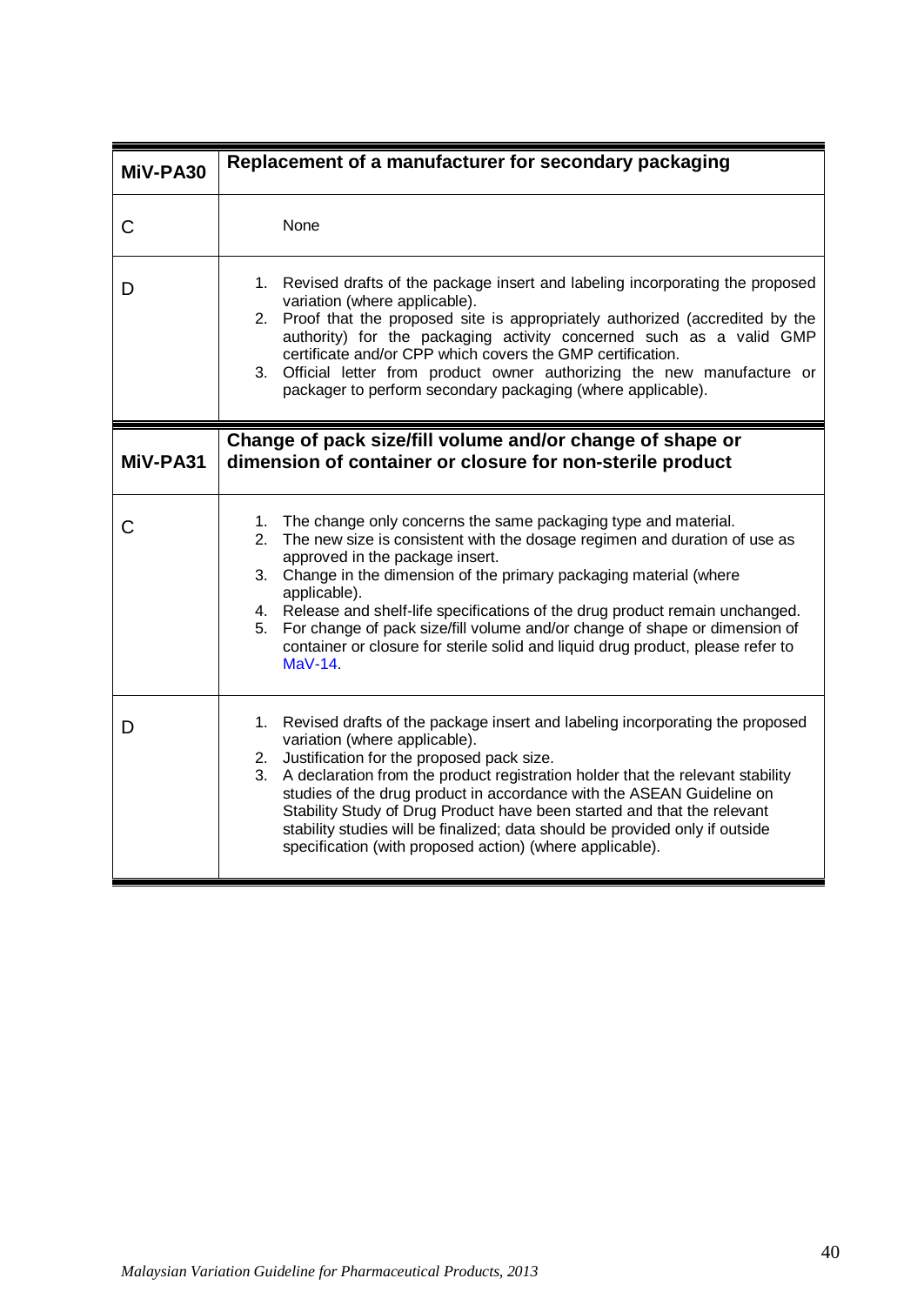| MiV-PA30 | Replacement of a manufacturer for secondary packaging |
|---|---|
| C | None |
| D | 1. Revised drafts of the package insert and labeling incorporating the proposed variation (where applicable).<br>2. Proof that the proposed site is appropriately authorized (accredited by the authority) for the packaging activity concerned such as a valid GMP certificate and/or CPP which covers the GMP certification.<br>3. Official letter from product owner authorizing the new manufacture or packager to perform secondary packaging (where applicable). |

| MiV-PA31 | Change of pack size/fill volume and/or change of shape or dimension of container or closure for non-sterile product |
|---|---|
| C | 1. The change only concerns the same packaging type and material.<br>2. The new size is consistent with the dosage regimen and duration of use as approved in the package insert.<br>3. Change in the dimension of the primary packaging material (where applicable).<br>4. Release and shelf-life specifications of the drug product remain unchanged.<br>5. For change of pack size/fill volume and/or change of shape or dimension of container or closure for sterile solid and liquid drug product, please refer to MaV-14. |
| D | 1. Revised drafts of the package insert and labeling incorporating the proposed variation (where applicable).<br>2. Justification for the proposed pack size.<br>3. A declaration from the product registration holder that the relevant stability studies of the drug product in accordance with the ASEAN Guideline on Stability Study of Drug Product have been started and that the relevant stability studies will be finalized; data should be provided only if outside specification (with proposed action) (where applicable). |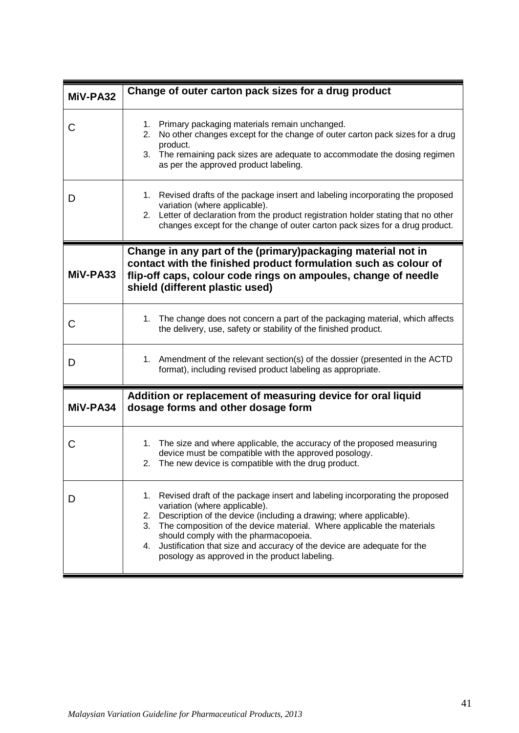| MiV-PA32 | Change of outer carton pack sizes for a drug product |
|---|---|
| C | 1. Primary packaging materials remain unchanged.<br>2. No other changes except for the change of outer carton pack sizes for a drug product.<br>3. The remaining pack sizes are adequate to accommodate the dosing regimen as per the approved product labeling. |
| D | 1. Revised drafts of the package insert and labeling incorporating the proposed variation (where applicable).<br>2. Letter of declaration from the product registration holder stating that no other changes except for the change of outer carton pack sizes for a drug product. |

| MiV-PA33 | Change in any part of the (primary)packaging material not in contact with the finished product formulation such as colour of flip-off caps, colour code rings on ampoules, change of needle shield (different plastic used) |
|---|---|
| C | 1. The change does not concern a part of the packaging material, which affects the delivery, use, safety or stability of the finished product. |
| D | 1. Amendment of the relevant section(s) of the dossier (presented in the ACTD format), including revised product labeling as appropriate. |

| MiV-PA34 | Addition or replacement of measuring device for oral liquid dosage forms and other dosage form |
|---|---|
| C | 1. The size and where applicable, the accuracy of the proposed measuring device must be compatible with the approved posology.<br>2. The new device is compatible with the drug product. |
| D | 1. Revised draft of the package insert and labeling incorporating the proposed variation (where applicable).<br>2. Description of the device (including a drawing; where applicable).<br>3. The composition of the device material. Where applicable the materials should comply with the pharmacopoeia.<br>4. Justification that size and accuracy of the device are adequate for the posology as approved in the product labeling. |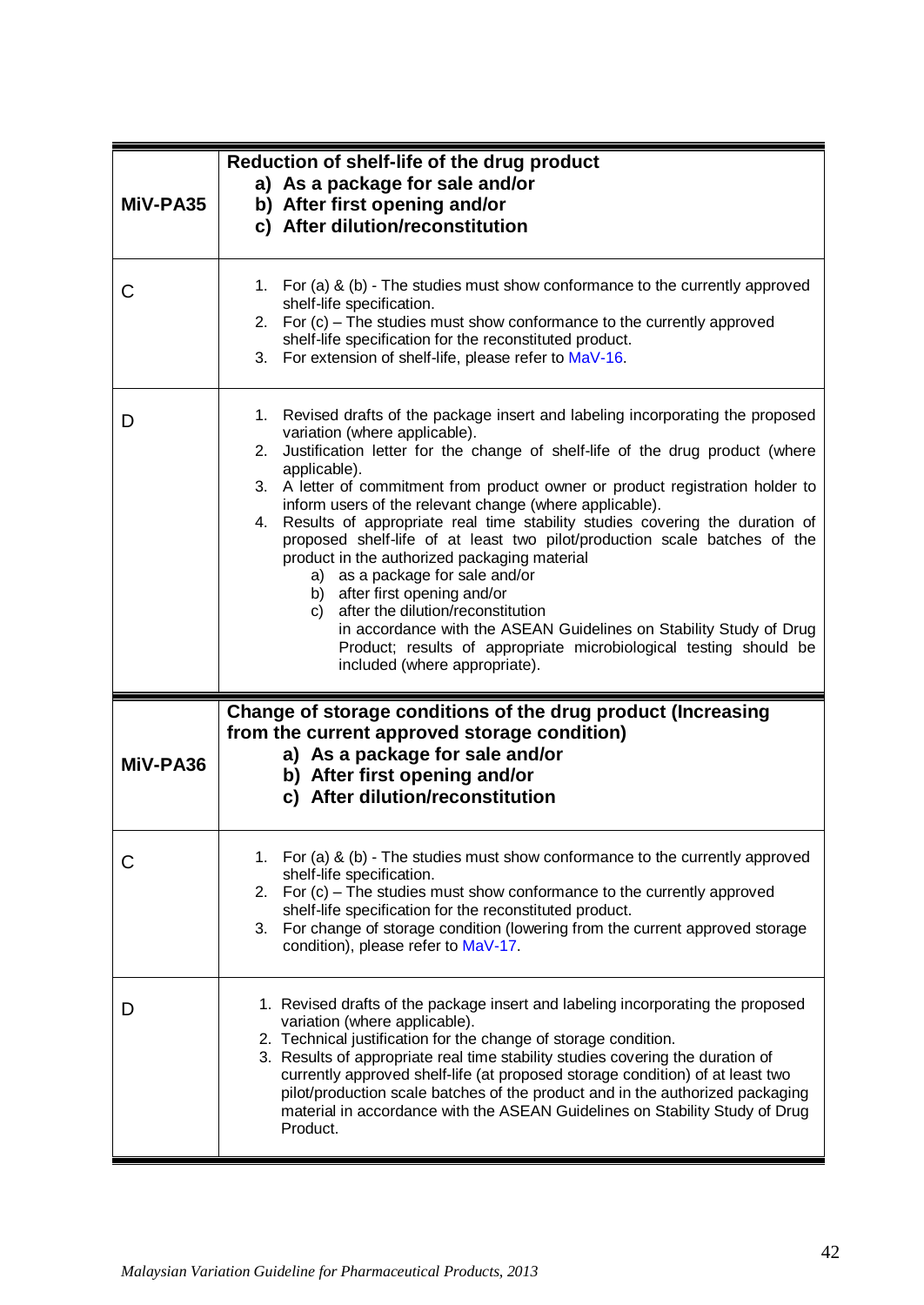| MiV-PA35 | **Reduction of shelf-life of the drug product**<br>**a) As a package for sale and/or**<br>**b) After first opening and/or**<br>**c) After dilution/reconstitution** |
|---|---|
| C | 1. For (a) & (b) - The studies must show conformance to the currently approved shelf-life specification.<br>2. For (c) – The studies must show conformance to the currently approved shelf-life specification for the reconstituted product.<br>3. For extension of shelf-life, please refer to MaV-16. |
| D | 1. Revised drafts of the package insert and labeling incorporating the proposed variation (where applicable).<br>2. Justification letter for the change of shelf-life of the drug product (where applicable).<br>3. A letter of commitment from product owner or product registration holder to inform users of the relevant change (where applicable).<br>4. Results of appropriate real time stability studies covering the duration of proposed shelf-life of at least two pilot/production scale batches of the product in the authorized packaging material<br>a) as a package for sale and/or<br>b) after first opening and/or<br>c) after the dilution/reconstitution<br>in accordance with the ASEAN Guidelines on Stability Study of Drug Product; results of appropriate microbiological testing should be included (where appropriate). |

| MiV-PA36 | **Change of storage conditions of the drug product (Increasing from the current approved storage condition)**<br>**a) As a package for sale and/or**<br>**b) After first opening and/or**<br>**c) After dilution/reconstitution** |
|---|---|
| C | 1. For (a) & (b) - The studies must show conformance to the currently approved shelf-life specification.<br>2. For (c) – The studies must show conformance to the currently approved shelf-life specification for the reconstituted product.<br>3. For change of storage condition (lowering from the current approved storage condition), please refer to MaV-17. |
| D | 1. Revised drafts of the package insert and labeling incorporating the proposed variation (where applicable).<br>2. Technical justification for the change of storage condition.<br>3. Results of appropriate real time stability studies covering the duration of currently approved shelf-life (at proposed storage condition) of at least two pilot/production scale batches of the product and in the authorized packaging material in accordance with the ASEAN Guidelines on Stability Study of Drug Product. |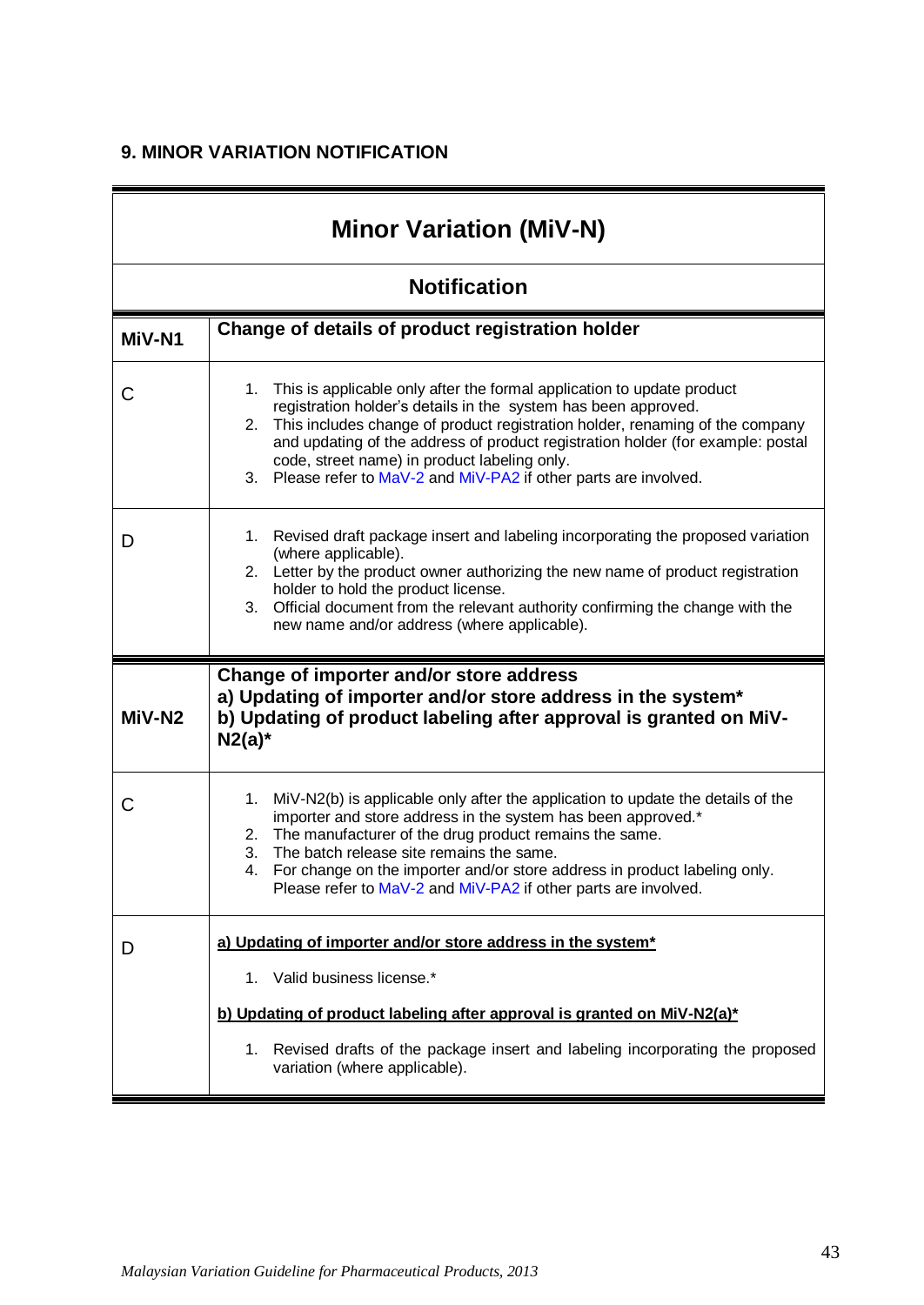## 9. MINOR VARIATION NOTIFICATION

| Minor Variation (MiV-N) | |
|---|---|
| **Notification** | |
| **MiV-N1** | **Change of details of product registration holder** |
| C | 1. This is applicable only after the formal application to update product registration holder's details in the system has been approved.<br>2. This includes change of product registration holder, renaming of the company and updating of the address of product registration holder (for example: postal code, street name) in product labeling only.<br>3. Please refer to MaV-2 and MiV-PA2 if other parts are involved. |
| D | 1. Revised draft package insert and labeling incorporating the proposed variation (where applicable).<br>2. Letter by the product owner authorizing the new name of product registration holder to hold the product license.<br>3. Official document from the relevant authority confirming the change with the new name and/or address (where applicable). |
| **MiV-N2** | **Change of importer and/or store address**<br>**a) Updating of importer and/or store address in the system***<br>**b) Updating of product labeling after approval is granted on MiV-N2(a)*** |
| C | 1. MiV-N2(b) is applicable only after the application to update the details of the importer and store address in the system has been approved.*<br>2. The manufacturer of the drug product remains the same.<br>3. The batch release site remains the same.<br>4. For change on the importer and/or store address in product labeling only. Please refer to MaV-2 and MiV-PA2 if other parts are involved. |
| D | **a) Updating of importer and/or store address in the system***<br>1. Valid business license.*<br>**b) Updating of product labeling after approval is granted on MiV-N2(a)***<br>1. Revised drafts of the package insert and labeling incorporating the proposed variation (where applicable). |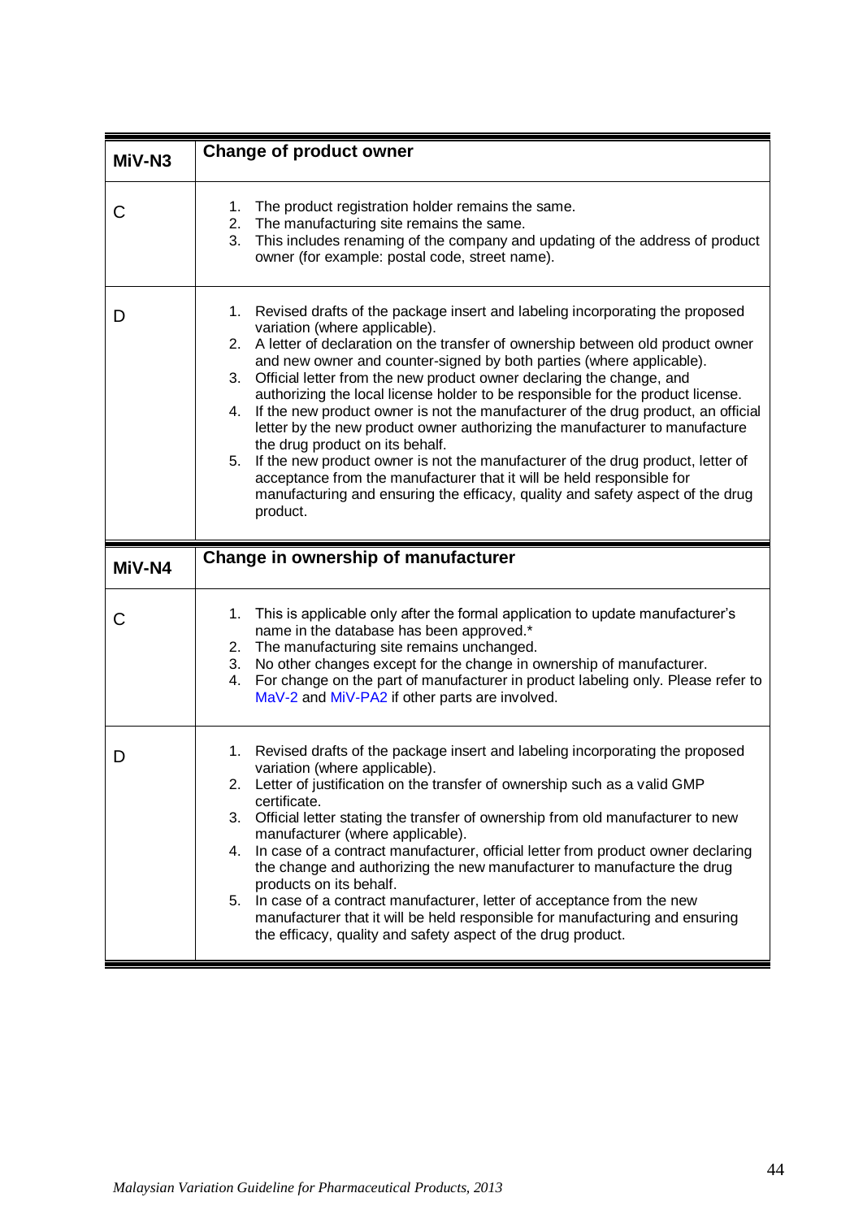| MiV-N3 | Change of product owner |
|---|---|
| C | 1. The product registration holder remains the same.<br>2. The manufacturing site remains the same.<br>3. This includes renaming of the company and updating of the address of product owner (for example: postal code, street name). |
| D | 1. Revised drafts of the package insert and labeling incorporating the proposed variation (where applicable).<br>2. A letter of declaration on the transfer of ownership between old product owner and new owner and counter-signed by both parties (where applicable).<br>3. Official letter from the new product owner declaring the change, and authorizing the local license holder to be responsible for the product license.<br>4. If the new product owner is not the manufacturer of the drug product, an official letter by the new product owner authorizing the manufacturer to manufacture the drug product on its behalf.<br>5. If the new product owner is not the manufacturer of the drug product, letter of acceptance from the manufacturer that it will be held responsible for manufacturing and ensuring the efficacy, quality and safety aspect of the drug product. |

| MiV-N4 | Change in ownership of manufacturer |
|---|---|
| C | 1. This is applicable only after the formal application to update manufacturer's name in the database has been approved.*<br>2. The manufacturing site remains unchanged.<br>3. No other changes except for the change in ownership of manufacturer.<br>4. For change on the part of manufacturer in product labeling only. Please refer to MaV-2 and MiV-PA2 if other parts are involved. |
| D | 1. Revised drafts of the package insert and labeling incorporating the proposed variation (where applicable).<br>2. Letter of justification on the transfer of ownership such as a valid GMP certificate.<br>3. Official letter stating the transfer of ownership from old manufacturer to new manufacturer (where applicable).<br>4. In case of a contract manufacturer, official letter from product owner declaring the change and authorizing the new manufacturer to manufacture the drug products on its behalf.<br>5. In case of a contract manufacturer, letter of acceptance from the new manufacturer that it will be held responsible for manufacturing and ensuring the efficacy, quality and safety aspect of the drug product. |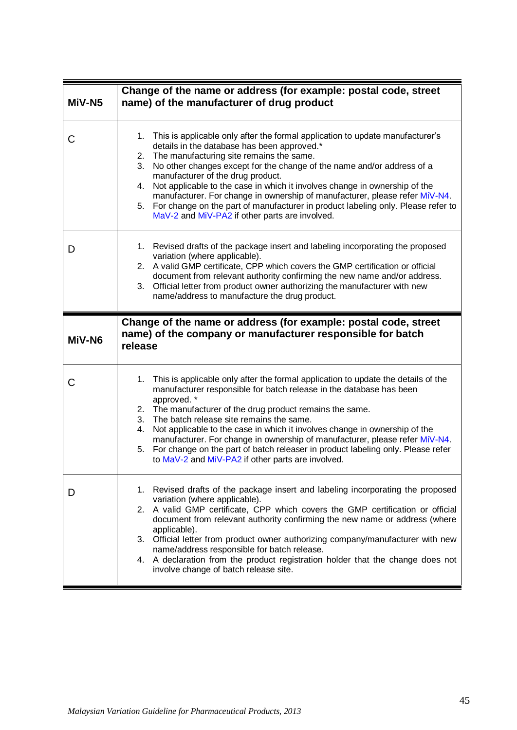| MiV-N5 | Change of the name or address (for example: postal code, street name) of the manufacturer of drug product |
|---|---|
| C | 1. This is applicable only after the formal application to update manufacturer's details in the database has been approved.* <br> 2. The manufacturing site remains the same. <br> 3. No other changes except for the change of the name and/or address of a manufacturer of the drug product. <br> 4. Not applicable to the case in which it involves change in ownership of the manufacturer. For change in ownership of manufacturer, please refer MiV-N4. <br> 5. For change on the part of manufacturer in product labeling only. Please refer to MaV-2 and MiV-PA2 if other parts are involved. |
| D | 1. Revised drafts of the package insert and labeling incorporating the proposed variation (where applicable). <br> 2. A valid GMP certificate, CPP which covers the GMP certification or official document from relevant authority confirming the new name and/or address. <br> 3. Official letter from product owner authorizing the manufacturer with new name/address to manufacture the drug product. |

| MiV-N6 | Change of the name or address (for example: postal code, street name) of the company or manufacturer responsible for batch release |
|---|---|
| C | 1. This is applicable only after the formal application to update the details of the manufacturer responsible for batch release in the database has been approved. * <br> 2. The manufacturer of the drug product remains the same. <br> 3. The batch release site remains the same. <br> 4. Not applicable to the case in which it involves change in ownership of the manufacturer. For change in ownership of manufacturer, please refer MiV-N4. <br> 5. For change on the part of batch releaser in product labeling only. Please refer to MaV-2 and MiV-PA2 if other parts are involved. |
| D | 1. Revised drafts of the package insert and labeling incorporating the proposed variation (where applicable). <br> 2. A valid GMP certificate, CPP which covers the GMP certification or official document from relevant authority confirming the new name or address (where applicable). <br> 3. Official letter from product owner authorizing company/manufacturer with new name/address responsible for batch release. <br> 4. A declaration from the product registration holder that the change does not involve change of batch release site. |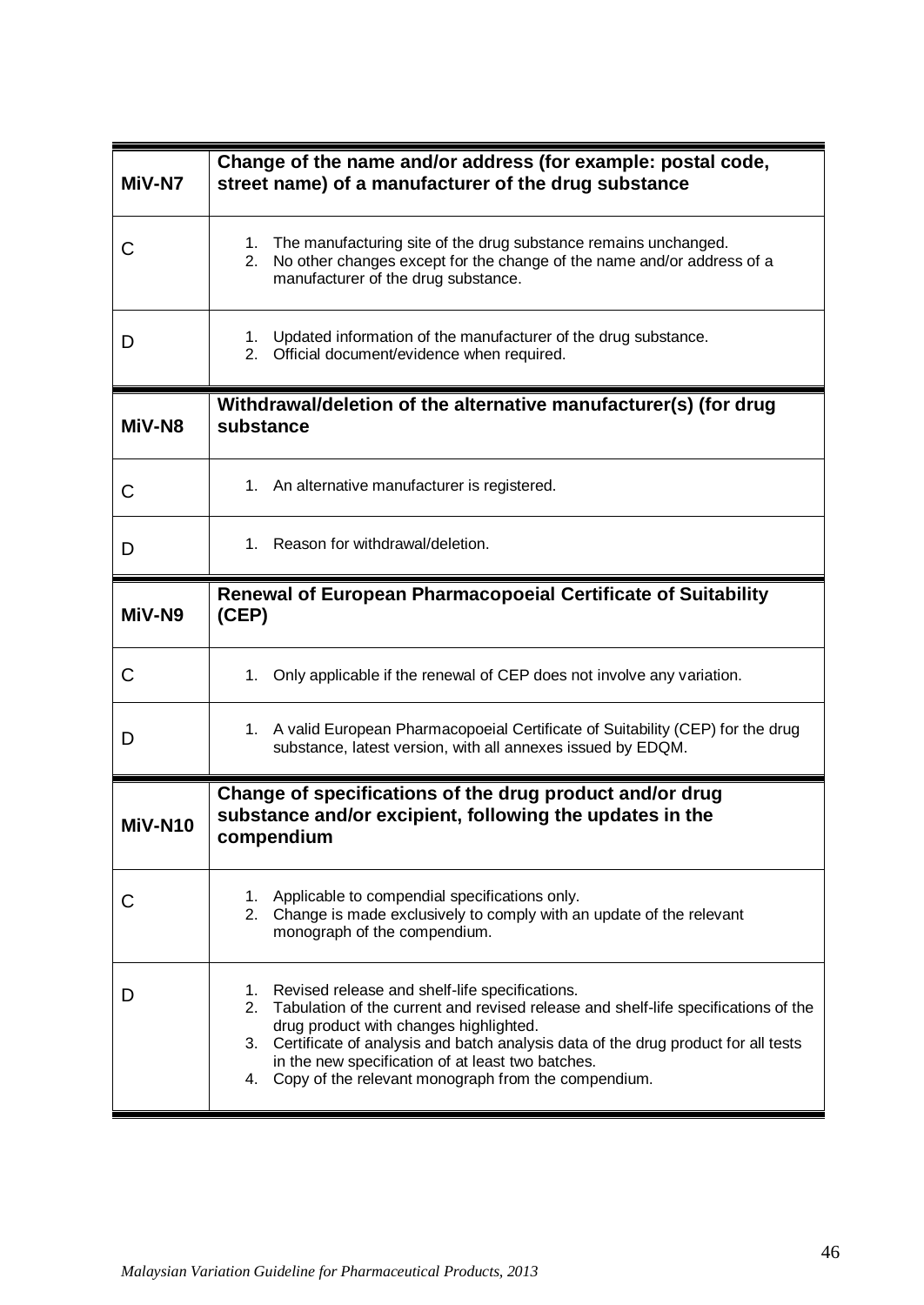| MiV-N7 | Change of the name and/or address (for example: postal code, street name) of a manufacturer of the drug substance |
|---|---|
| C | 1. The manufacturing site of the drug substance remains unchanged.<br>2. No other changes except for the change of the name and/or address of a manufacturer of the drug substance. |
| D | 1. Updated information of the manufacturer of the drug substance.<br>2. Official document/evidence when required. |

| MiV-N8 | Withdrawal/deletion of the alternative manufacturer(s) (for drug substance |
|---|---|
| C | 1. An alternative manufacturer is registered. |
| D | 1. Reason for withdrawal/deletion. |

| MiV-N9 | Renewal of European Pharmacopoeial Certificate of Suitability (CEP) |
|---|---|
| C | 1. Only applicable if the renewal of CEP does not involve any variation. |
| D | 1. A valid European Pharmacopoeial Certificate of Suitability (CEP) for the drug substance, latest version, with all annexes issued by EDQM. |

| MiV-N10 | Change of specifications of the drug product and/or drug substance and/or excipient, following the updates in the compendium |
|---|---|
| C | 1. Applicable to compendial specifications only.<br>2. Change is made exclusively to comply with an update of the relevant monograph of the compendium. |
| D | 1. Revised release and shelf-life specifications.<br>2. Tabulation of the current and revised release and shelf-life specifications of the drug product with changes highlighted.<br>3. Certificate of analysis and batch analysis data of the drug product for all tests in the new specification of at least two batches.<br>4. Copy of the relevant monograph from the compendium. |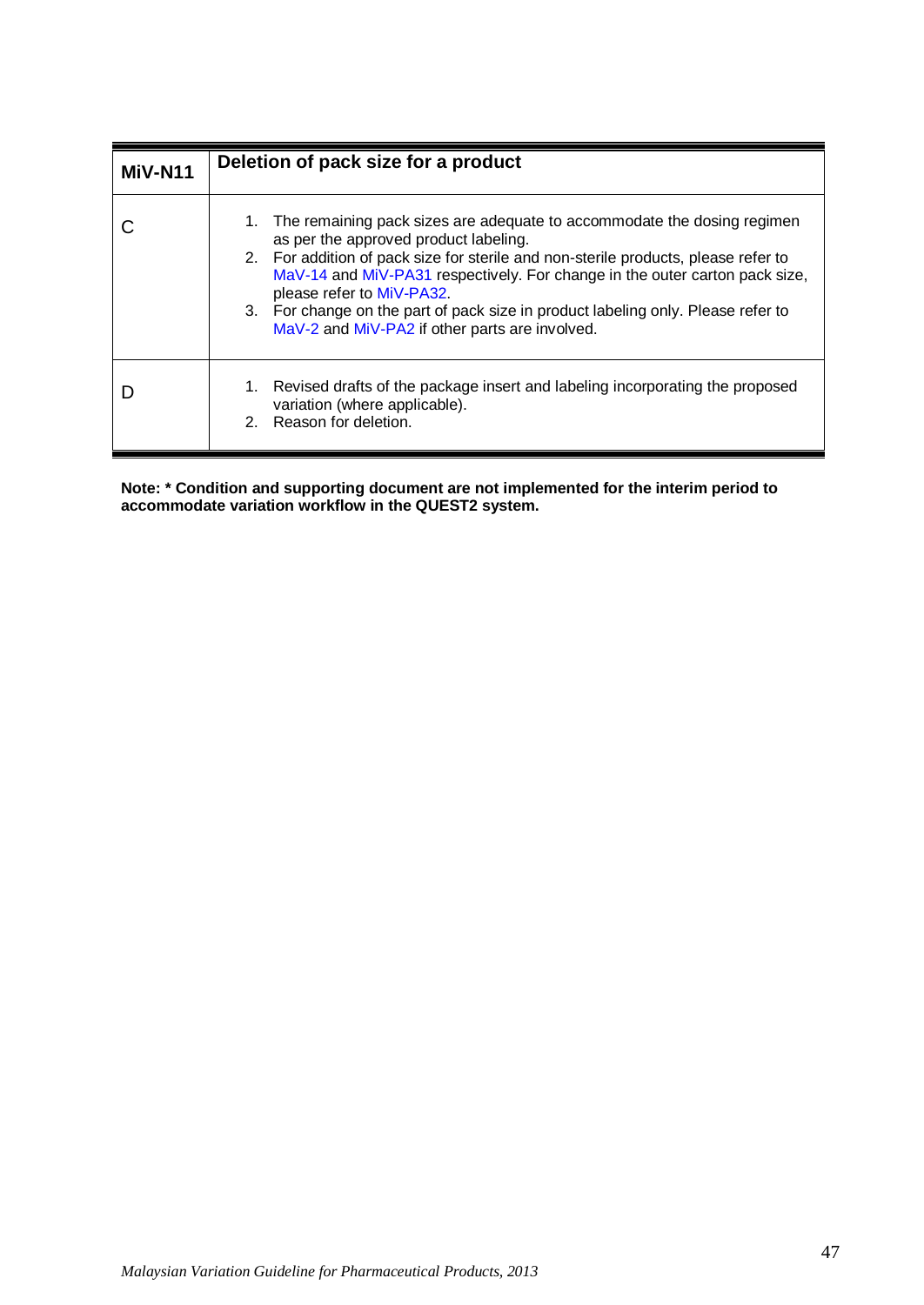| MiV-N11 | Deletion of pack size for a product |
|---|---|
| C | 1. The remaining pack sizes are adequate to accommodate the dosing regimen as per the approved product labeling.<br>2. For addition of pack size for sterile and non-sterile products, please refer to MaV-14 and MiV-PA31 respectively. For change in the outer carton pack size, please refer to MiV-PA32.<br>3. For change on the part of pack size in product labeling only. Please refer to MaV-2 and MiV-PA2 if other parts are involved. |
| D | 1. Revised drafts of the package insert and labeling incorporating the proposed variation (where applicable).<br>2. Reason for deletion. |

**Note: * Condition and supporting document are not implemented for the interim period to accommodate variation workflow in the QUEST2 system.**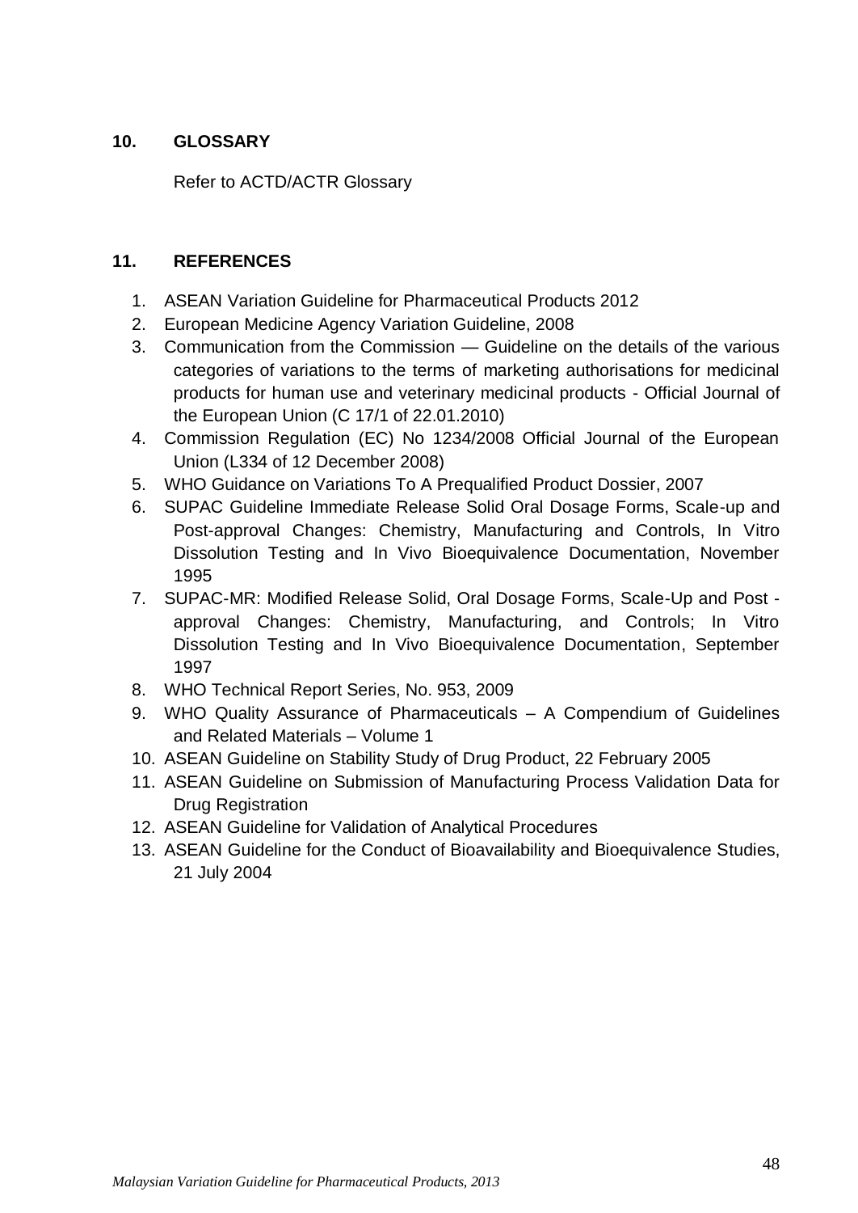## 10. GLOSSARY

Refer to ACTD/ACTR Glossary

## 11. REFERENCES

1. ASEAN Variation Guideline for Pharmaceutical Products 2012
2. European Medicine Agency Variation Guideline, 2008
3. Communication from the Commission — Guideline on the details of the various categories of variations to the terms of marketing authorisations for medicinal products for human use and veterinary medicinal products - Official Journal of the European Union (C 17/1 of 22.01.2010)
4. Commission Regulation (EC) No 1234/2008 Official Journal of the European Union (L334 of 12 December 2008)
5. WHO Guidance on Variations To A Prequalified Product Dossier, 2007
6. SUPAC Guideline Immediate Release Solid Oral Dosage Forms, Scale-up and Post-approval Changes: Chemistry, Manufacturing and Controls, In Vitro Dissolution Testing and In Vivo Bioequivalence Documentation, November 1995
7. SUPAC-MR: Modified Release Solid, Oral Dosage Forms, Scale-Up and Post - approval Changes: Chemistry, Manufacturing, and Controls; In Vitro Dissolution Testing and In Vivo Bioequivalence Documentation, September 1997
8. WHO Technical Report Series, No. 953, 2009
9. WHO Quality Assurance of Pharmaceuticals – A Compendium of Guidelines and Related Materials – Volume 1
10. ASEAN Guideline on Stability Study of Drug Product, 22 February 2005
11. ASEAN Guideline on Submission of Manufacturing Process Validation Data for Drug Registration
12. ASEAN Guideline for Validation of Analytical Procedures
13. ASEAN Guideline for the Conduct of Bioavailability and Bioequivalence Studies, 21 July 2004